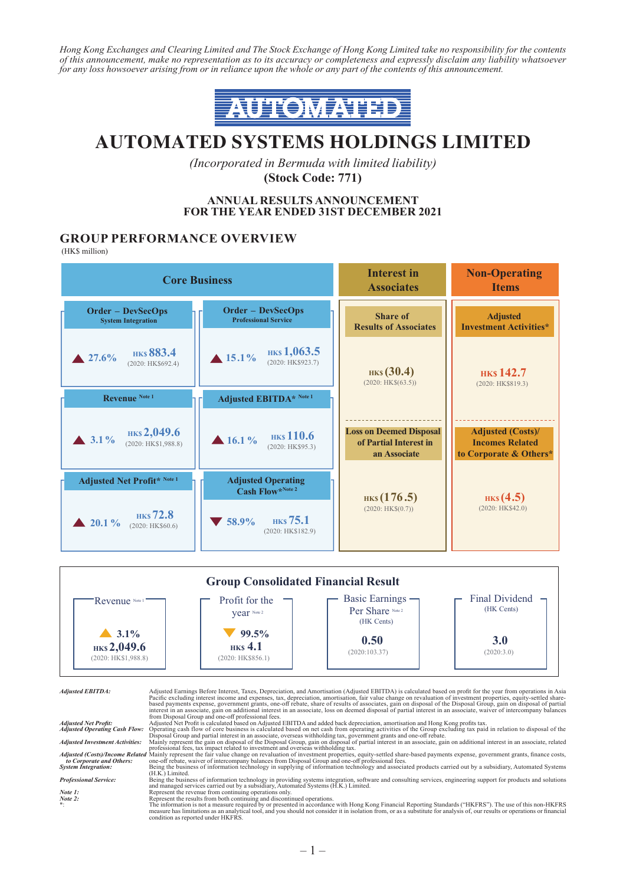*Hong Kong Exchanges and Clearing Limited and The Stock Exchange of Hong Kong Limited take no responsibility for the contents of this announcement, make no representation as to its accuracy or completeness and expressly disclaim any liability whatsoever for any loss howsoever arising from or in reliance upon the whole or any part of the contents of this announcement.*

AUTOMATED

# AUTOMATED SYSTEMS HOLDINGS LIMITED

*(Incorporated in Bermuda with limited liability)*

**(Stock Code: 771)**

## ANNUAL RESULTS ANNOUNCEMENT FOR THE YEAR ENDED 31ST DECEMBER 2021

## GROUP PERFORMANCE OVERVIEW

(HK$ million)

### Core Business

| Item | Change | 2021 | 2020 |
|---|---|---|---|
| Order – DevSecOps System Integration | ▲ 27.6% | HK$ 883.4 | HK$692.4 |
| Order – DevSecOps Professional Service | ▲ 15.1% | HK$ 1,063.5 | HK$923.7 |
| Revenue Note 1 | ▲ 3.1% | HK$ 2,049.6 | HK$1,988.8 |
| Adjusted EBITDA* Note 1 | ▲ 16.1% | HK$ 110.6 | HK$95.3 |
| Adjusted Net Profit* Note 1 | ▲ 20.1% | HK$ 72.8 | HK$60.6 |
| Adjusted Operating Cash Flow* Note 2 | ▼ 58.9% | HK$ 75.1 | HK$182.9 |

### Interest in Associates

| Item | 2021 | 2020 |
|---|---|---|
| Share of Results of Associates | HK$ (30.4) | HK$(63.5) |
| Loss on Deemed Disposal of Partial Interest in an Associate | HK$ (176.5) | HK$(0.7) |

### Non-Operating Items

| Item | 2021 | 2020 |
|---|---|---|
| Adjusted Investment Activities* | HK$ 142.7 | HK$819.3 |
| Adjusted (Costs)/ Incomes Related to Corporate & Others* | HK$ (4.5) | HK$42.0 |

### Group Consolidated Financial Result

| Item | Change | 2021 | 2020 |
|---|---|---|---|
| Revenue Note 1 | ▲ 3.1% | HK$ 2,049.6 | HK$1,988.8 |
| Profit for the year Note 2 | ▼ 99.5% | HK$ 4.1 | HK$856.1 |
| Basic Earnings Per Share Note 2 (HK Cents) | | 0.50 | 103.37 |
| Final Dividend (HK Cents) | | 3.0 | 3.0 |

*Adjusted EBITDA:* Adjusted Earnings Before Interest, Taxes, Depreciation, and Amortisation (Adjusted EBITDA) is calculated based on profit for the year from operations in Asia Pacific excluding interest income and expenses, tax, depreciation, amortisation, fair value change on revaluation of investment properties, equity-settled share-based payments expense, government grants, one-off rebate, share of results of associates, gain on disposal of the Disposal Group, gain on disposal of partial interest in an associate, gain on additional interest in an associate, loss on deemed disposal of partial interest in an associate, waiver of intercompany balances from Disposal Group and one-off professional fees.

*Adjusted Net Profit:* Adjusted Net Profit is calculated based on Adjusted EBITDA and added back depreciation, amortisation and Hong Kong profits tax.

*Adjusted Operating Cash Flow:* Operating cash flow of core business is calculated based on net cash from operating activities of the Group excluding tax paid in relation to disposal of the Disposal Group and partial interest in an associate, overseas withholding tax, government grants and one-off rebate.

*Adjusted Investment Activities:* Mainly represent the gain on disposal of the Disposal Group, gain on disposal of partial interest in an associate, gain on additional interest in an associate, related professional fees, tax impact related to investment and overseas withholding tax.

*Adjusted (Costs)/Income Related to Corporate and Others:* Mainly represent the fair value change on revaluation of investment properties, equity-settled share-based payments expense, government grants, finance costs, one-off rebate, waiver of intercompany balances from Disposal Group and one-off professional fees.

*System Integration:* Being the business of information technology in supplying of information technology and associated products carried out by a subsidiary, Automated Systems (H.K.) Limited.

*Professional Service:* Being the business of information technology in providing systems integration, software and consulting services, engineering support for products and solutions and managed services carried out by a subsidiary, Automated Systems (H.K.) Limited.

*Note 1:* Represent the revenue from continuing operations only.

*Note 2:* Represent the results from both continuing and discontinued operations.

*\*:* The information is not a measure required by or presented in accordance with Hong Kong Financial Reporting Standards ("HKFRS"). The use of this non-HKFRS measure has limitations as an analytical tool, and you should not consider it in isolation from, or as a substitute for analysis of, our results or operations or financial condition as reported under HKFRS.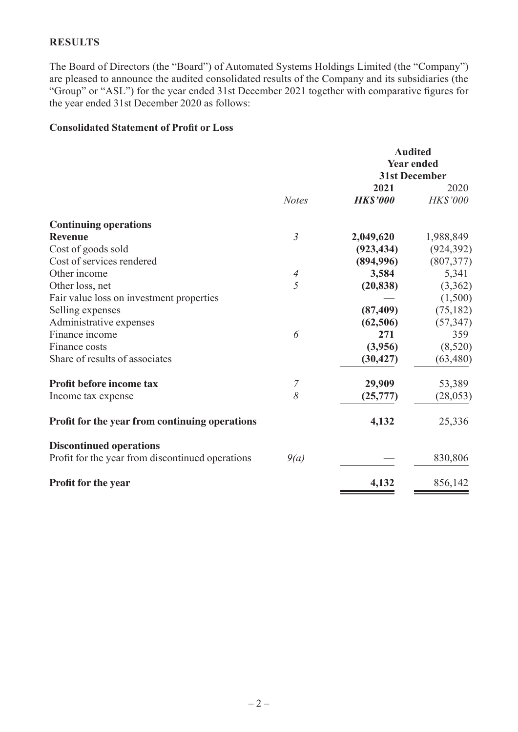## RESULTS

The Board of Directors (the "Board") of Automated Systems Holdings Limited (the "Company") are pleased to announce the audited consolidated results of the Company and its subsidiaries (the "Group" or "ASL") for the year ended 31st December 2021 together with comparative figures for the year ended 31st December 2020 as follows:

### Consolidated Statement of Profit or Loss

| | | Audited Year ended 31st December | |
|---|---|---|---|
| | *Notes* | **2021** ***HK$'000*** | 2020 *HK$'000* |
| **Continuing operations** | | | |
| **Revenue** | *3* | **2,049,620** | 1,988,849 |
| Cost of goods sold | | **(923,434)** | (924,392) |
| Cost of services rendered | | **(894,996)** | (807,377) |
| Other income | *4* | **3,584** | 5,341 |
| Other loss, net | *5* | **(20,838)** | (3,362) |
| Fair value loss on investment properties | | **—** | (1,500) |
| Selling expenses | | **(87,409)** | (75,182) |
| Administrative expenses | | **(62,506)** | (57,347) |
| Finance income | *6* | **271** | 359 |
| Finance costs | | **(3,956)** | (8,520) |
| Share of results of associates | | **(30,427)** | (63,480) |
| **Profit before income tax** | *7* | **29,909** | 53,389 |
| Income tax expense | *8* | **(25,777)** | (28,053) |
| **Profit for the year from continuing operations** | | **4,132** | 25,336 |
| **Discontinued operations** | | | |
| Profit for the year from discontinued operations | *9(a)* | **—** | 830,806 |
| **Profit for the year** | | **4,132** | 856,142 |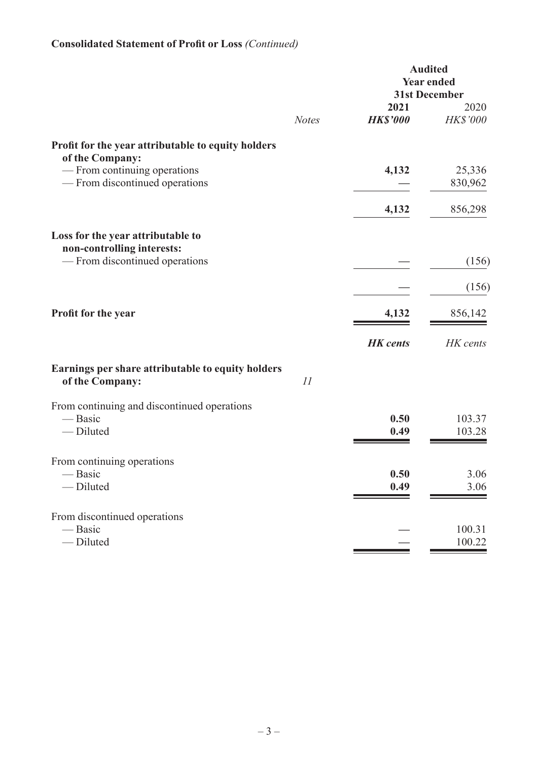**Consolidated Statement of Profit or Loss** *(Continued)*

| | Notes | Audited Year ended 31st December 2021 HK$'000 | 2020 HK$'000 |
|---|---|---|---|
| **Profit for the year attributable to equity holders of the Company:** | | | |
| — From continuing operations | | **4,132** | 25,336 |
| — From discontinued operations | | **—** | 830,962 |
| | | **4,132** | 856,298 |
| **Loss for the year attributable to non-controlling interests:** | | | |
| — From discontinued operations | | **—** | (156) |
| | | **—** | (156) |
| **Profit for the year** | | **4,132** | 856,142 |
| | | ***HK cents*** | *HK cents* |
| **Earnings per share attributable to equity holders of the Company:** | *11* | | |
| From continuing and discontinued operations | | | |
| — Basic | | **0.50** | 103.37 |
| — Diluted | | **0.49** | 103.28 |
| From continuing operations | | | |
| — Basic | | **0.50** | 3.06 |
| — Diluted | | **0.49** | 3.06 |
| From discontinued operations | | | |
| — Basic | | **—** | 100.31 |
| — Diluted | | **—** | 100.22 |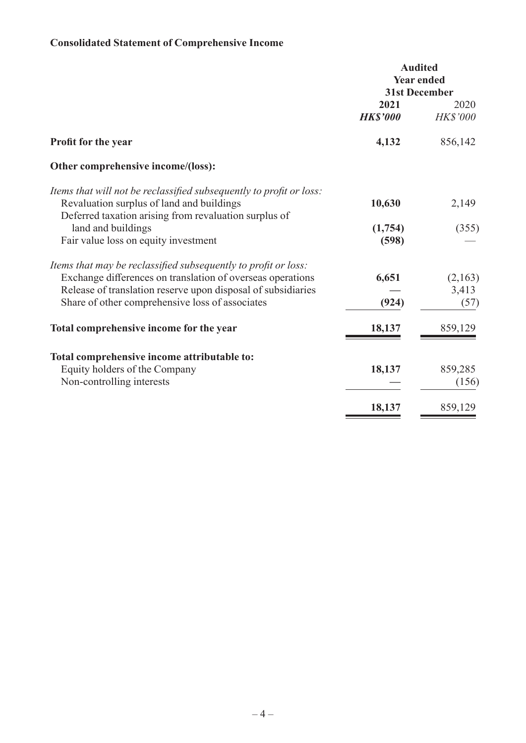## Consolidated Statement of Comprehensive Income

| | Audited Year ended 31st December | |
|---|---|---|
| | **2021** | 2020 |
| | ***HK$'000*** | *HK$'000* |
| **Profit for the year** | **4,132** | 856,142 |
| **Other comprehensive income/(loss):** | | |
| *Items that will not be reclassified subsequently to profit or loss:* | | |
| Revaluation surplus of land and buildings | **10,630** | 2,149 |
| Deferred taxation arising from revaluation surplus of land and buildings | **(1,754)** | (355) |
| Fair value loss on equity investment | **(598)** | — |
| *Items that may be reclassified subsequently to profit or loss:* | | |
| Exchange differences on translation of overseas operations | **6,651** | (2,163) |
| Release of translation reserve upon disposal of subsidiaries | **—** | 3,413 |
| Share of other comprehensive loss of associates | **(924)** | (57) |
| **Total comprehensive income for the year** | **18,137** | 859,129 |
| **Total comprehensive income attributable to:** | | |
| Equity holders of the Company | **18,137** | 859,285 |
| Non-controlling interests | **—** | (156) |
| | **18,137** | 859,129 |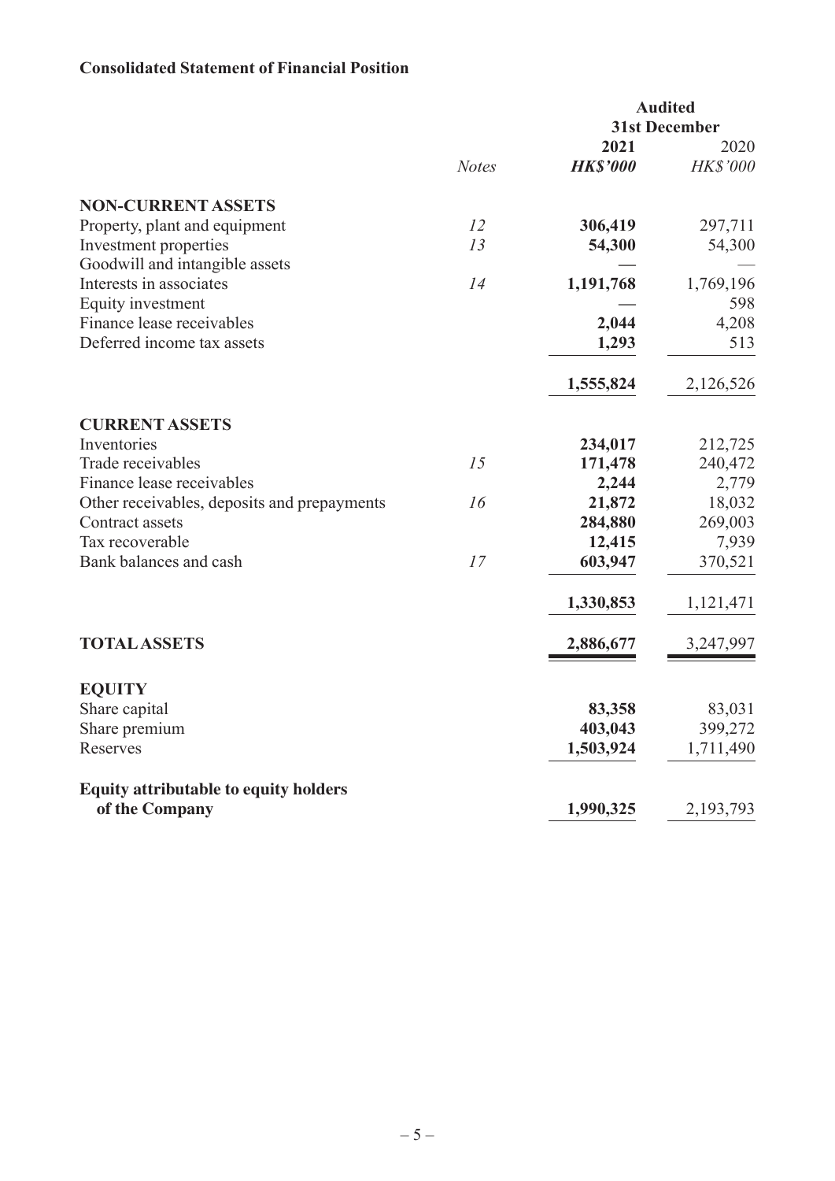**Consolidated Statement of Financial Position**

| | | **Audited** | |
|---|---|---|---|
| | | **31st December** | |
| | | **2021** | 2020 |
| | *Notes* | ***HK$'000*** | *HK$'000* |
| **NON-CURRENT ASSETS** | | | |
| Property, plant and equipment | 12 | **306,419** | 297,711 |
| Investment properties | 13 | **54,300** | 54,300 |
| Goodwill and intangible assets | | **—** | — |
| Interests in associates | 14 | **1,191,768** | 1,769,196 |
| Equity investment | | **—** | 598 |
| Finance lease receivables | | **2,044** | 4,208 |
| Deferred income tax assets | | **1,293** | 513 |
| | | **1,555,824** | 2,126,526 |
| **CURRENT ASSETS** | | | |
| Inventories | | **234,017** | 212,725 |
| Trade receivables | 15 | **171,478** | 240,472 |
| Finance lease receivables | | **2,244** | 2,779 |
| Other receivables, deposits and prepayments | 16 | **21,872** | 18,032 |
| Contract assets | | **284,880** | 269,003 |
| Tax recoverable | | **12,415** | 7,939 |
| Bank balances and cash | 17 | **603,947** | 370,521 |
| | | **1,330,853** | 1,121,471 |
| **TOTAL ASSETS** | | **2,886,677** | 3,247,997 |
| **EQUITY** | | | |
| Share capital | | **83,358** | 83,031 |
| Share premium | | **403,043** | 399,272 |
| Reserves | | **1,503,924** | 1,711,490 |
| **Equity attributable to equity holders of the Company** | | **1,990,325** | 2,193,793 |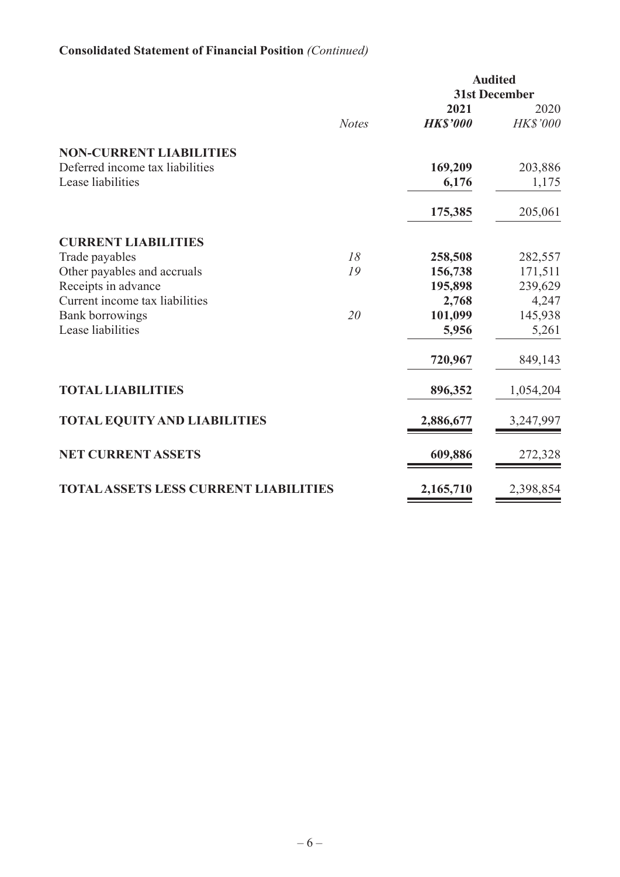**Consolidated Statement of Financial Position** *(Continued)*

| | *Notes* | **Audited 31st December 2021** ***HK$'000*** | **Audited 31st December 2020** *HK$'000* |
|---|---|---|---|
| **NON-CURRENT LIABILITIES** | | | |
| Deferred income tax liabilities | | **169,209** | 203,886 |
| Lease liabilities | | **6,176** | 1,175 |
| | | **175,385** | 205,061 |
| **CURRENT LIABILITIES** | | | |
| Trade payables | *18* | **258,508** | 282,557 |
| Other payables and accruals | *19* | **156,738** | 171,511 |
| Receipts in advance | | **195,898** | 239,629 |
| Current income tax liabilities | | **2,768** | 4,247 |
| Bank borrowings | *20* | **101,099** | 145,938 |
| Lease liabilities | | **5,956** | 5,261 |
| | | **720,967** | 849,143 |
| **TOTAL LIABILITIES** | | **896,352** | 1,054,204 |
| **TOTAL EQUITY AND LIABILITIES** | | **2,886,677** | 3,247,997 |
| **NET CURRENT ASSETS** | | **609,886** | 272,328 |
| **TOTAL ASSETS LESS CURRENT LIABILITIES** | | **2,165,710** | 2,398,854 |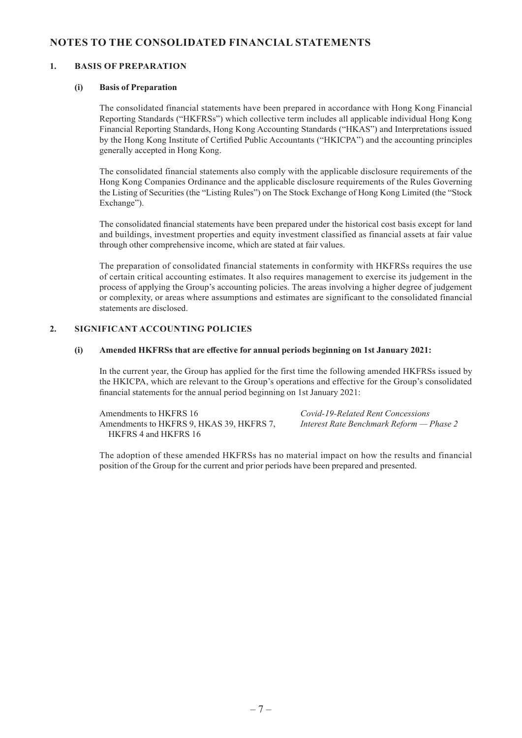# NOTES TO THE CONSOLIDATED FINANCIAL STATEMENTS

## 1. BASIS OF PREPARATION

### (i) Basis of Preparation

The consolidated financial statements have been prepared in accordance with Hong Kong Financial Reporting Standards ("HKFRSs") which collective term includes all applicable individual Hong Kong Financial Reporting Standards, Hong Kong Accounting Standards ("HKAS") and Interpretations issued by the Hong Kong Institute of Certified Public Accountants ("HKICPA") and the accounting principles generally accepted in Hong Kong.

The consolidated financial statements also comply with the applicable disclosure requirements of the Hong Kong Companies Ordinance and the applicable disclosure requirements of the Rules Governing the Listing of Securities (the "Listing Rules") on The Stock Exchange of Hong Kong Limited (the "Stock Exchange").

The consolidated financial statements have been prepared under the historical cost basis except for land and buildings, investment properties and equity investment classified as financial assets at fair value through other comprehensive income, which are stated at fair values.

The preparation of consolidated financial statements in conformity with HKFRSs requires the use of certain critical accounting estimates. It also requires management to exercise its judgement in the process of applying the Group's accounting policies. The areas involving a higher degree of judgement or complexity, or areas where assumptions and estimates are significant to the consolidated financial statements are disclosed.

## 2. SIGNIFICANT ACCOUNTING POLICIES

### (i) Amended HKFRSs that are effective for annual periods beginning on 1st January 2021:

In the current year, the Group has applied for the first time the following amended HKFRSs issued by the HKICPA, which are relevant to the Group's operations and effective for the Group's consolidated financial statements for the annual period beginning on 1st January 2021:

| | |
|---|---|
| Amendments to HKFRS 16 | *Covid-19-Related Rent Concessions* |
| Amendments to HKFRS 9, HKAS 39, HKFRS 7, HKFRS 4 and HKFRS 16 | *Interest Rate Benchmark Reform — Phase 2* |

The adoption of these amended HKFRSs has no material impact on how the results and financial position of the Group for the current and prior periods have been prepared and presented.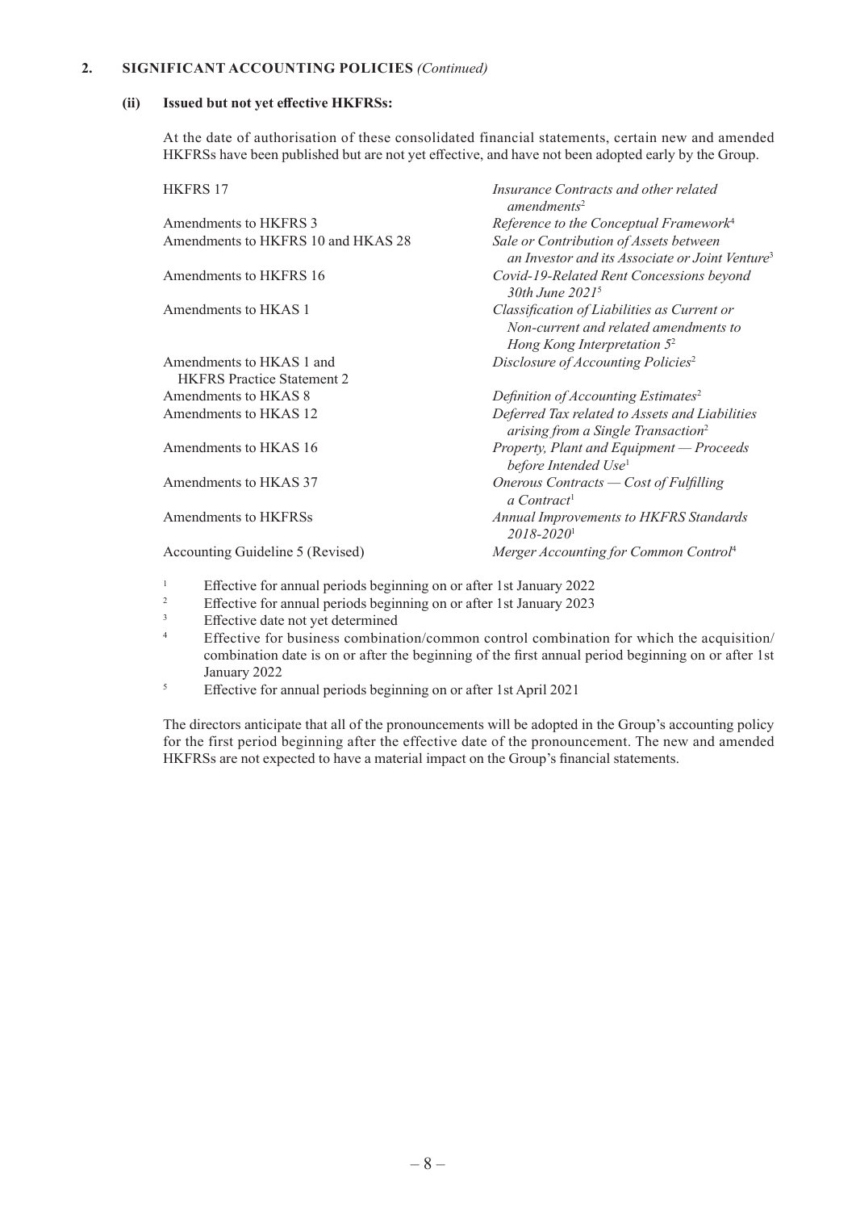## 2. SIGNIFICANT ACCOUNTING POLICIES *(Continued)*

### (ii) Issued but not yet effective HKFRSs:

At the date of authorisation of these consolidated financial statements, certain new and amended HKFRSs have been published but are not yet effective, and have not been adopted early by the Group.

| | |
|---|---|
| HKFRS 17 | *Insurance Contracts and other related amendments*[2] |
| Amendments to HKFRS 3 | *Reference to the Conceptual Framework*[4] |
| Amendments to HKFRS 10 and HKAS 28 | *Sale or Contribution of Assets between an Investor and its Associate or Joint Venture*[3] |
| Amendments to HKFRS 16 | *Covid-19-Related Rent Concessions beyond 30th June 2021*[5] |
| Amendments to HKAS 1 | *Classification of Liabilities as Current or Non-current and related amendments to Hong Kong Interpretation 5*[2] |
| Amendments to HKAS 1 and HKFRS Practice Statement 2 | *Disclosure of Accounting Policies*[2] |
| Amendments to HKAS 8 | *Definition of Accounting Estimates*[2] |
| Amendments to HKAS 12 | *Deferred Tax related to Assets and Liabilities arising from a Single Transaction*[2] |
| Amendments to HKAS 16 | *Property, Plant and Equipment — Proceeds before Intended Use*[1] |
| Amendments to HKAS 37 | *Onerous Contracts — Cost of Fulfilling a Contract*[1] |
| Amendments to HKFRSs | *Annual Improvements to HKFRS Standards 2018-2020*[1] |
| Accounting Guideline 5 (Revised) | *Merger Accounting for Common Control*[4] |

[1] Effective for annual periods beginning on or after 1st January 2022

[2] Effective for annual periods beginning on or after 1st January 2023

[3] Effective date not yet determined

[4] Effective for business combination/common control combination for which the acquisition/combination date is on or after the beginning of the first annual period beginning on or after 1st January 2022

[5] Effective for annual periods beginning on or after 1st April 2021

The directors anticipate that all of the pronouncements will be adopted in the Group's accounting policy for the first period beginning after the effective date of the pronouncement. The new and amended HKFRSs are not expected to have a material impact on the Group's financial statements.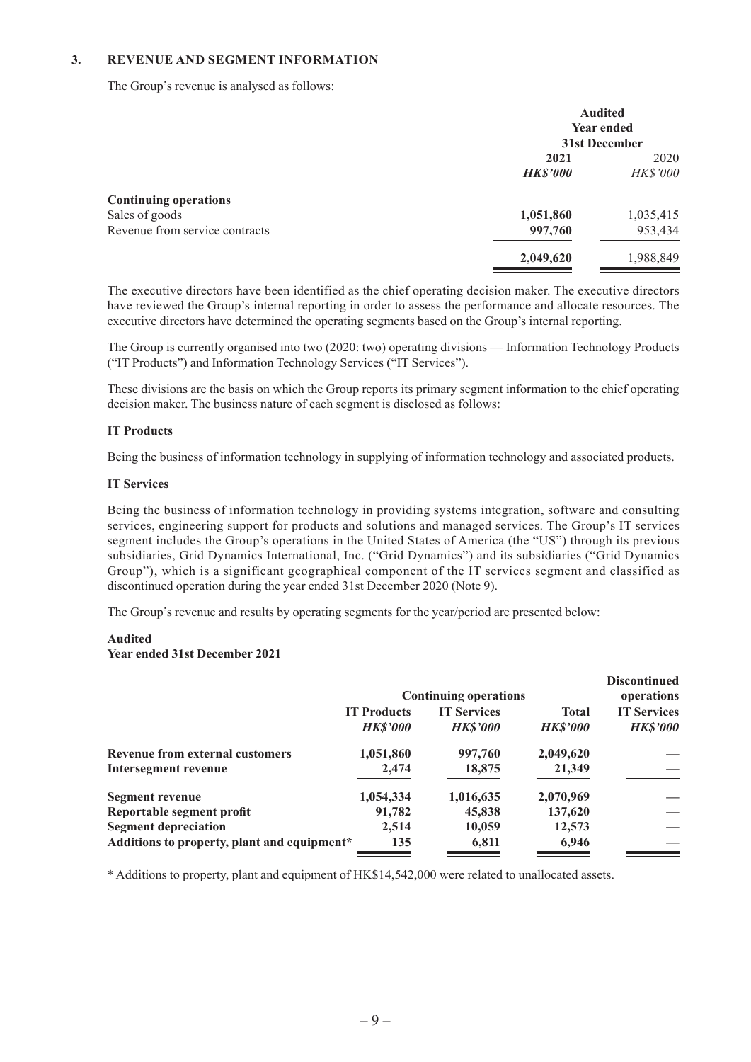## 3. REVENUE AND SEGMENT INFORMATION

The Group's revenue is analysed as follows:

| | Audited Year ended 31st December | |
|---|---|---|
| | **2021** | 2020 |
| | ***HK$'000*** | *HK$'000* |
| **Continuing operations** | | |
| Sales of goods | **1,051,860** | 1,035,415 |
| Revenue from service contracts | **997,760** | 953,434 |
| | **2,049,620** | 1,988,849 |

The executive directors have been identified as the chief operating decision maker. The executive directors have reviewed the Group's internal reporting in order to assess the performance and allocate resources. The executive directors have determined the operating segments based on the Group's internal reporting.

The Group is currently organised into two (2020: two) operating divisions — Information Technology Products ("IT Products") and Information Technology Services ("IT Services").

These divisions are the basis on which the Group reports its primary segment information to the chief operating decision maker. The business nature of each segment is disclosed as follows:

**IT Products**

Being the business of information technology in supplying of information technology and associated products.

**IT Services**

Being the business of information technology in providing systems integration, software and consulting services, engineering support for products and solutions and managed services. The Group's IT services segment includes the Group's operations in the United States of America (the "US") through its previous subsidiaries, Grid Dynamics International, Inc. ("Grid Dynamics") and its subsidiaries ("Grid Dynamics Group"), which is a significant geographical component of the IT services segment and classified as discontinued operation during the year ended 31st December 2020 (Note 9).

The Group's revenue and results by operating segments for the year/period are presented below:

**Audited**
**Year ended 31st December 2021**

| | Continuing operations | | | Discontinued operations |
|---|---|---|---|---|
| | **IT Products** | **IT Services** | **Total** | **IT Services** |
| | ***HK$'000*** | ***HK$'000*** | ***HK$'000*** | ***HK$'000*** |
| **Revenue from external customers** | **1,051,860** | **997,760** | **2,049,620** | — |
| **Intersegment revenue** | **2,474** | **18,875** | **21,349** | — |
| **Segment revenue** | **1,054,334** | **1,016,635** | **2,070,969** | — |
| **Reportable segment profit** | **91,782** | **45,838** | **137,620** | — |
| **Segment depreciation** | **2,514** | **10,059** | **12,573** | — |
| **Additions to property, plant and equipment*** | **135** | **6,811** | **6,946** | — |

* Additions to property, plant and equipment of HK$14,542,000 were related to unallocated assets.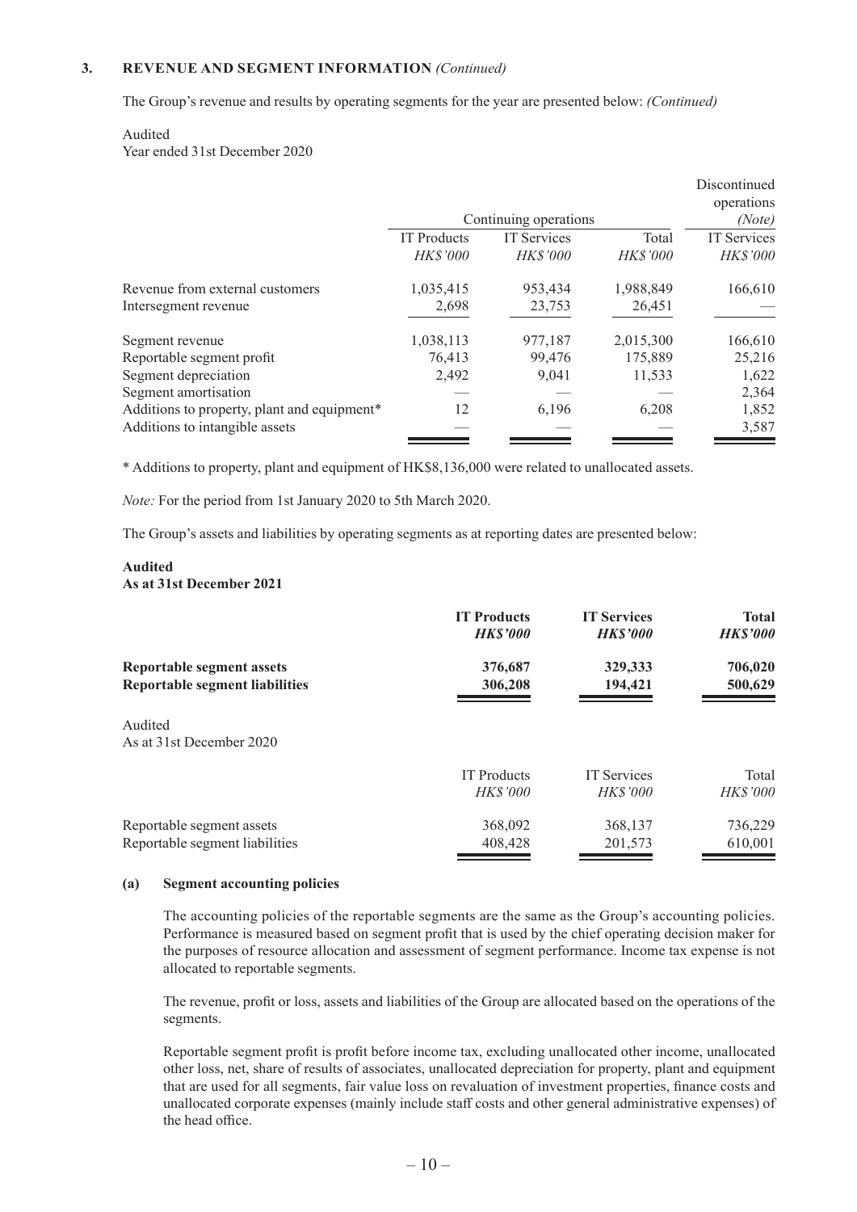### 3. REVENUE AND SEGMENT INFORMATION *(Continued)*

The Group's revenue and results by operating segments for the year are presented below: *(Continued)*

Audited
Year ended 31st December 2020

| | Continuing operations | | | Discontinued operations *(Note)* |
|---|---|---|---|---|
| | IT Products | IT Services | Total | IT Services |
| | *HK$'000* | *HK$'000* | *HK$'000* | *HK$'000* |
| Revenue from external customers | 1,035,415 | 953,434 | 1,988,849 | 166,610 |
| Intersegment revenue | 2,698 | 23,753 | 26,451 | — |
| Segment revenue | 1,038,113 | 977,187 | 2,015,300 | 166,610 |
| Reportable segment profit | 76,413 | 99,476 | 175,889 | 25,216 |
| Segment depreciation | 2,492 | 9,041 | 11,533 | 1,622 |
| Segment amortisation | — | — | — | 2,364 |
| Additions to property, plant and equipment* | 12 | 6,196 | 6,208 | 1,852 |
| Additions to intangible assets | — | — | — | 3,587 |

\* Additions to property, plant and equipment of HK$8,136,000 were related to unallocated assets.

*Note:* For the period from 1st January 2020 to 5th March 2020.

The Group's assets and liabilities by operating segments as at reporting dates are presented below:

**Audited**
**As at 31st December 2021**

| | **IT Products** | **IT Services** | **Total** |
|---|---|---|---|
| | ***HK$'000*** | ***HK$'000*** | ***HK$'000*** |
| **Reportable segment assets** | **376,687** | **329,333** | **706,020** |
| **Reportable segment liabilities** | **306,208** | **194,421** | **500,629** |

Audited
As at 31st December 2020

| | IT Products | IT Services | Total |
|---|---|---|---|
| | *HK$'000* | *HK$'000* | *HK$'000* |
| Reportable segment assets | 368,092 | 368,137 | 736,229 |
| Reportable segment liabilities | 408,428 | 201,573 | 610,001 |

#### (a) Segment accounting policies

The accounting policies of the reportable segments are the same as the Group's accounting policies. Performance is measured based on segment profit that is used by the chief operating decision maker for the purposes of resource allocation and assessment of segment performance. Income tax expense is not allocated to reportable segments.

The revenue, profit or loss, assets and liabilities of the Group are allocated based on the operations of the segments.

Reportable segment profit is profit before income tax, excluding unallocated other income, unallocated other loss, net, share of results of associates, unallocated depreciation for property, plant and equipment that are used for all segments, fair value loss on revaluation of investment properties, finance costs and unallocated corporate expenses (mainly include staff costs and other general administrative expenses) of the head office.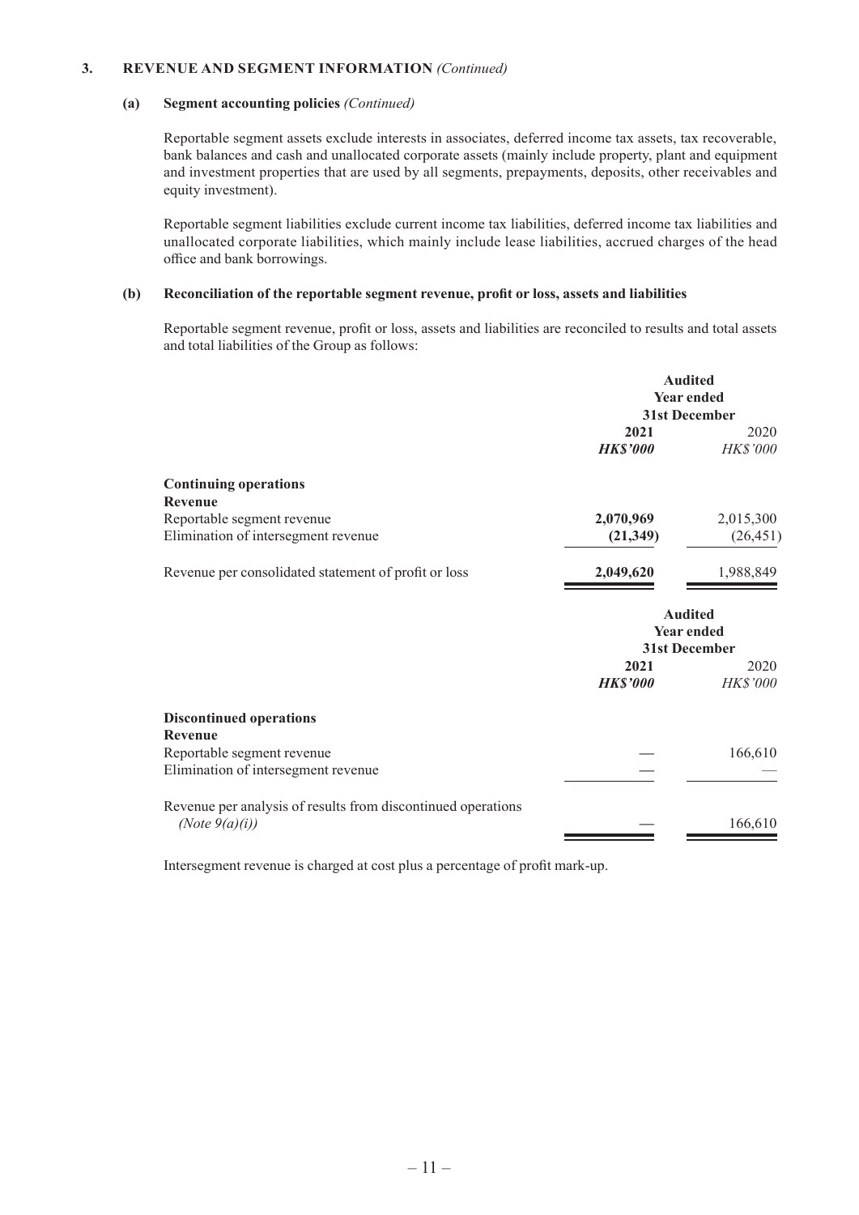### 3. REVENUE AND SEGMENT INFORMATION *(Continued)*

#### (a) Segment accounting policies *(Continued)*

Reportable segment assets exclude interests in associates, deferred income tax assets, tax recoverable, bank balances and cash and unallocated corporate assets (mainly include property, plant and equipment and investment properties that are used by all segments, prepayments, deposits, other receivables and equity investment).

Reportable segment liabilities exclude current income tax liabilities, deferred income tax liabilities and unallocated corporate liabilities, which mainly include lease liabilities, accrued charges of the head office and bank borrowings.

#### (b) Reconciliation of the reportable segment revenue, profit or loss, assets and liabilities

Reportable segment revenue, profit or loss, assets and liabilities are reconciled to results and total assets and total liabilities of the Group as follows:

| | **Audited Year ended 31st December** | |
|---|---|---|
| | **2021** | 2020 |
| | ***HK$'000*** | *HK$'000* |
| **Continuing operations** | | |
| **Revenue** | | |
| Reportable segment revenue | **2,070,969** | 2,015,300 |
| Elimination of intersegment revenue | **(21,349)** | (26,451) |
| Revenue per consolidated statement of profit or loss | **2,049,620** | 1,988,849 |

| | **Audited Year ended 31st December** | |
|---|---|---|
| | **2021** | 2020 |
| | ***HK$'000*** | *HK$'000* |
| **Discontinued operations** | | |
| **Revenue** | | |
| Reportable segment revenue | **—** | 166,610 |
| Elimination of intersegment revenue | **—** | — |
| Revenue per analysis of results from discontinued operations *(Note 9(a)(i))* | **—** | 166,610 |

Intersegment revenue is charged at cost plus a percentage of profit mark-up.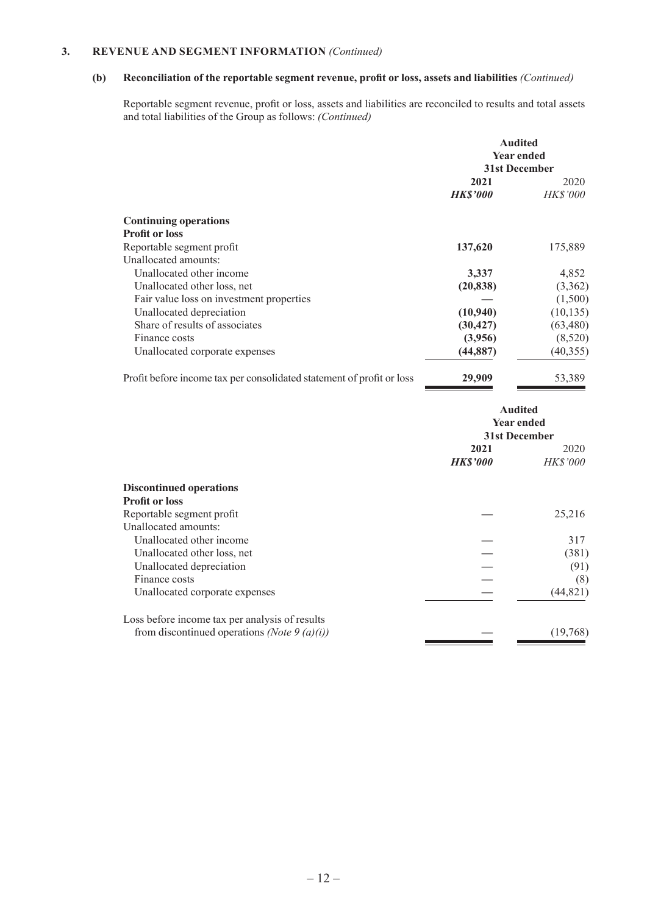## 3. REVENUE AND SEGMENT INFORMATION *(Continued)*

### (b) Reconciliation of the reportable segment revenue, profit or loss, assets and liabilities *(Continued)*

Reportable segment revenue, profit or loss, assets and liabilities are reconciled to results and total assets and total liabilities of the Group as follows: *(Continued)*

| | Audited Year ended 31st December | |
|---|---|---|
| | **2021** | 2020 |
| | ***HK$'000*** | *HK$'000* |
| **Continuing operations** | | |
| **Profit or loss** | | |
| Reportable segment profit | **137,620** | 175,889 |
| Unallocated amounts: | | |
| Unallocated other income | **3,337** | 4,852 |
| Unallocated other loss, net | **(20,838)** | (3,362) |
| Fair value loss on investment properties | **—** | (1,500) |
| Unallocated depreciation | **(10,940)** | (10,135) |
| Share of results of associates | **(30,427)** | (63,480) |
| Finance costs | **(3,956)** | (8,520) |
| Unallocated corporate expenses | **(44,887)** | (40,355) |
| Profit before income tax per consolidated statement of profit or loss | **29,909** | 53,389 |

| | Audited Year ended 31st December | |
|---|---|---|
| | **2021** | 2020 |
| | ***HK$'000*** | *HK$'000* |
| **Discontinued operations** | | |
| **Profit or loss** | | |
| Reportable segment profit | **—** | 25,216 |
| Unallocated amounts: | | |
| Unallocated other income | **—** | 317 |
| Unallocated other loss, net | **—** | (381) |
| Unallocated depreciation | **—** | (91) |
| Finance costs | **—** | (8) |
| Unallocated corporate expenses | **—** | (44,821) |
| Loss before income tax per analysis of results from discontinued operations *(Note 9 (a)(i))* | **—** | (19,768) |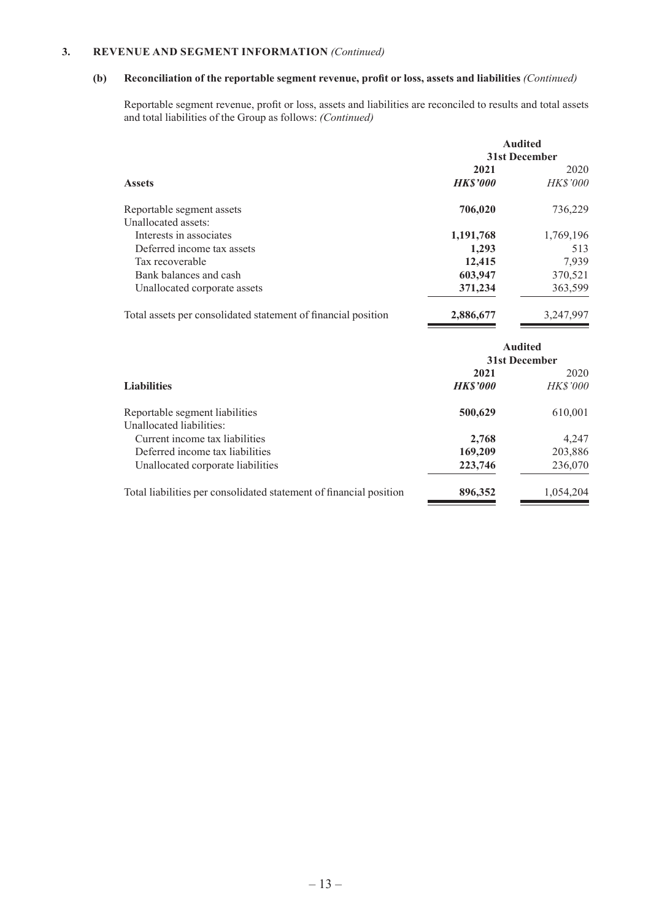### 3. REVENUE AND SEGMENT INFORMATION *(Continued)*

#### (b) Reconciliation of the reportable segment revenue, profit or loss, assets and liabilities *(Continued)*

Reportable segment revenue, profit or loss, assets and liabilities are reconciled to results and total assets and total liabilities of the Group as follows: *(Continued)*

| | Audited | |
|---|---|---|
| | 31st December | |
| | **2021** | 2020 |
| **Assets** | ***HK$'000*** | *HK$'000* |
| Reportable segment assets | **706,020** | 736,229 |
| Unallocated assets: | | |
| Interests in associates | **1,191,768** | 1,769,196 |
| Deferred income tax assets | **1,293** | 513 |
| Tax recoverable | **12,415** | 7,939 |
| Bank balances and cash | **603,947** | 370,521 |
| Unallocated corporate assets | **371,234** | 363,599 |
| Total assets per consolidated statement of financial position | **2,886,677** | 3,247,997 |

| | Audited | |
|---|---|---|
| | 31st December | |
| | **2021** | 2020 |
| **Liabilities** | ***HK$'000*** | *HK$'000* |
| Reportable segment liabilities | **500,629** | 610,001 |
| Unallocated liabilities: | | |
| Current income tax liabilities | **2,768** | 4,247 |
| Deferred income tax liabilities | **169,209** | 203,886 |
| Unallocated corporate liabilities | **223,746** | 236,070 |
| Total liabilities per consolidated statement of financial position | **896,352** | 1,054,204 |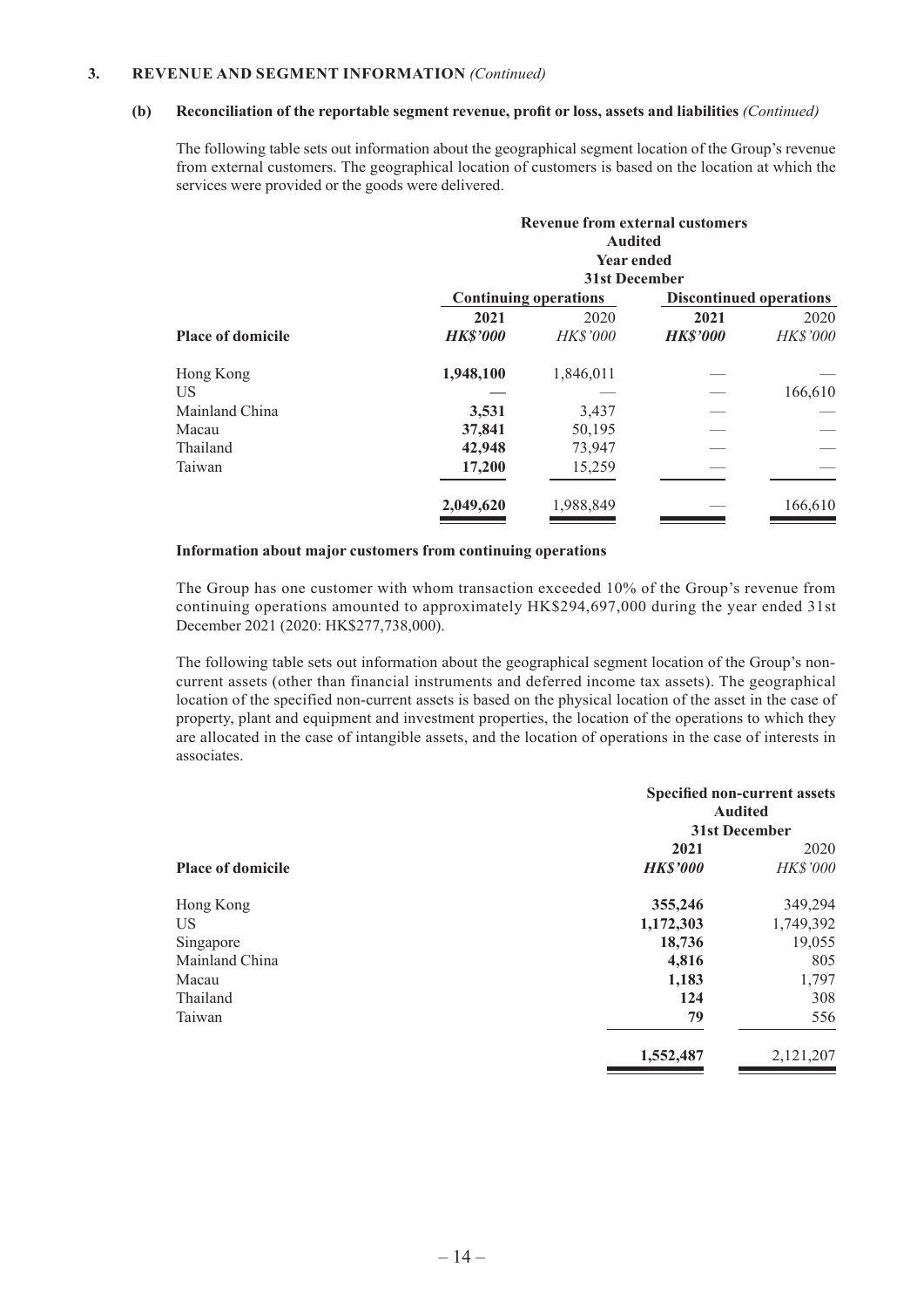## 3. REVENUE AND SEGMENT INFORMATION *(Continued)*

### (b) Reconciliation of the reportable segment revenue, profit or loss, assets and liabilities *(Continued)*

The following table sets out information about the geographical segment location of the Group's revenue from external customers. The geographical location of customers is based on the location at which the services were provided or the goods were delivered.

| | Revenue from external customers Audited Year ended 31st December | | | |
|---|---|---|---|---|
| | Continuing operations | | Discontinued operations | |
| | **2021** | 2020 | **2021** | 2020 |
| **Place of domicile** | ***HK$'000*** | *HK$'000* | ***HK$'000*** | *HK$'000* |
| Hong Kong | **1,948,100** | 1,846,011 | — | — |
| US | **—** | — | — | 166,610 |
| Mainland China | **3,531** | 3,437 | — | — |
| Macau | **37,841** | 50,195 | — | — |
| Thailand | **42,948** | 73,947 | — | — |
| Taiwan | **17,200** | 15,259 | — | — |
| | **2,049,620** | 1,988,849 | — | 166,610 |

**Information about major customers from continuing operations**

The Group has one customer with whom transaction exceeded 10% of the Group's revenue from continuing operations amounted to approximately HK$294,697,000 during the year ended 31st December 2021 (2020: HK$277,738,000).

The following table sets out information about the geographical segment location of the Group's non-current assets (other than financial instruments and deferred income tax assets). The geographical location of the specified non-current assets is based on the physical location of the asset in the case of property, plant and equipment and investment properties, the location of the operations to which they are allocated in the case of intangible assets, and the location of operations in the case of interests in associates.

| | Specified non-current assets Audited 31st December | |
|---|---|---|
| | **2021** | 2020 |
| **Place of domicile** | ***HK$'000*** | *HK$'000* |
| Hong Kong | **355,246** | 349,294 |
| US | **1,172,303** | 1,749,392 |
| Singapore | **18,736** | 19,055 |
| Mainland China | **4,816** | 805 |
| Macau | **1,183** | 1,797 |
| Thailand | **124** | 308 |
| Taiwan | **79** | 556 |
| | **1,552,487** | 2,121,207 |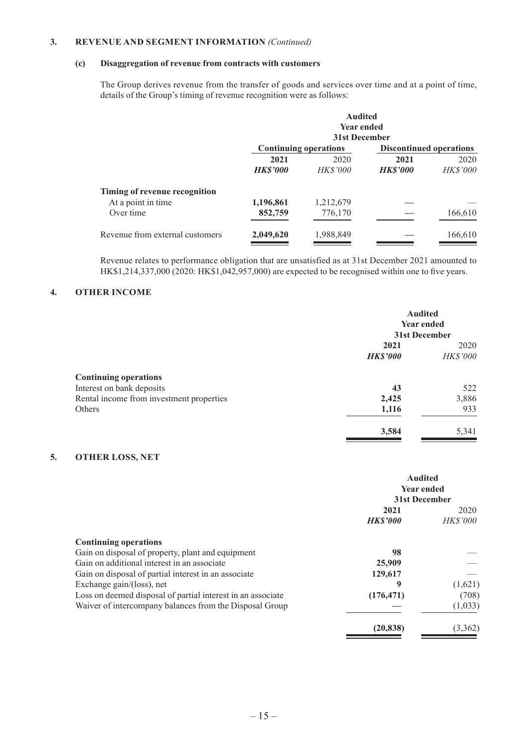## 3. REVENUE AND SEGMENT INFORMATION *(Continued)*

### (c) Disaggregation of revenue from contracts with customers

The Group derives revenue from the transfer of goods and services over time and at a point of time, details of the Group's timing of revenue recognition were as follows:

| | Audited Year ended 31st December | | | |
|---|---|---|---|---|
| | Continuing operations | | Discontinued operations | |
| | **2021** | 2020 | **2021** | 2020 |
| | ***HK$'000*** | *HK$'000* | ***HK$'000*** | *HK$'000* |
| **Timing of revenue recognition** | | | | |
| At a point in time | **1,196,861** | 1,212,679 | **—** | — |
| Over time | **852,759** | 776,170 | **—** | 166,610 |
| Revenue from external customers | **2,049,620** | 1,988,849 | **—** | 166,610 |

Revenue relates to performance obligation that are unsatisfied as at 31st December 2021 amounted to HK$1,214,337,000 (2020: HK$1,042,957,000) are expected to be recognised within one to five years.

## 4. OTHER INCOME

| | Audited Year ended 31st December | |
|---|---|---|
| | **2021** | 2020 |
| | ***HK$'000*** | *HK$'000* |
| **Continuing operations** | | |
| Interest on bank deposits | **43** | 522 |
| Rental income from investment properties | **2,425** | 3,886 |
| Others | **1,116** | 933 |
| | **3,584** | 5,341 |

## 5. OTHER LOSS, NET

| | Audited Year ended 31st December | |
|---|---|---|
| | **2021** | 2020 |
| | ***HK$'000*** | *HK$'000* |
| **Continuing operations** | | |
| Gain on disposal of property, plant and equipment | **98** | — |
| Gain on additional interest in an associate | **25,909** | — |
| Gain on disposal of partial interest in an associate | **129,617** | — |
| Exchange gain/(loss), net | **9** | (1,621) |
| Loss on deemed disposal of partial interest in an associate | **(176,471)** | (708) |
| Waiver of intercompany balances from the Disposal Group | **—** | (1,033) |
| | **(20,838)** | (3,362) |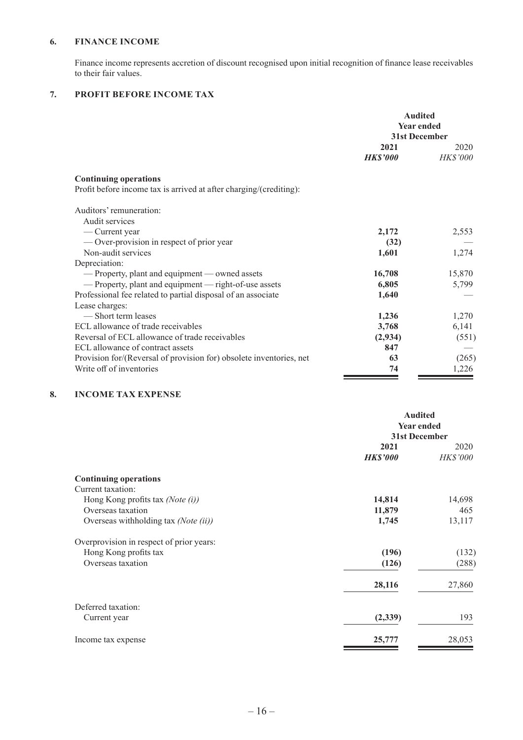## 6. FINANCE INCOME

Finance income represents accretion of discount recognised upon initial recognition of finance lease receivables to their fair values.

## 7. PROFIT BEFORE INCOME TAX

| | Audited Year ended 31st December | |
|---|---|---|
| | **2021** | 2020 |
| | ***HK$'000*** | *HK$'000* |
| **Continuing operations** | | |
| Profit before income tax is arrived at after charging/(crediting): | | |
| Auditors' remuneration: | | |
| Audit services | | |
| — Current year | **2,172** | 2,553 |
| — Over-provision in respect of prior year | **(32)** | — |
| Non-audit services | **1,601** | 1,274 |
| Depreciation: | | |
| — Property, plant and equipment — owned assets | **16,708** | 15,870 |
| — Property, plant and equipment — right-of-use assets | **6,805** | 5,799 |
| Professional fee related to partial disposal of an associate | **1,640** | — |
| Lease charges: | | |
| — Short term leases | **1,236** | 1,270 |
| ECL allowance of trade receivables | **3,768** | 6,141 |
| Reversal of ECL allowance of trade receivables | **(2,934)** | (551) |
| ECL allowance of contract assets | **847** | — |
| Provision for/(Reversal of provision for) obsolete inventories, net | **63** | (265) |
| Write off of inventories | **74** | 1,226 |

## 8. INCOME TAX EXPENSE

| | Audited Year ended 31st December | |
|---|---|---|
| | **2021** | 2020 |
| | ***HK$'000*** | *HK$'000* |
| **Continuing operations** | | |
| Current taxation: | | |
| Hong Kong profits tax *(Note (i))* | **14,814** | 14,698 |
| Overseas taxation | **11,879** | 465 |
| Overseas withholding tax *(Note (ii))* | **1,745** | 13,117 |
| Overprovision in respect of prior years: | | |
| Hong Kong profits tax | **(196)** | (132) |
| Overseas taxation | **(126)** | (288) |
| | **28,116** | 27,860 |
| Deferred taxation: | | |
| Current year | **(2,339)** | 193 |
| Income tax expense | **25,777** | 28,053 |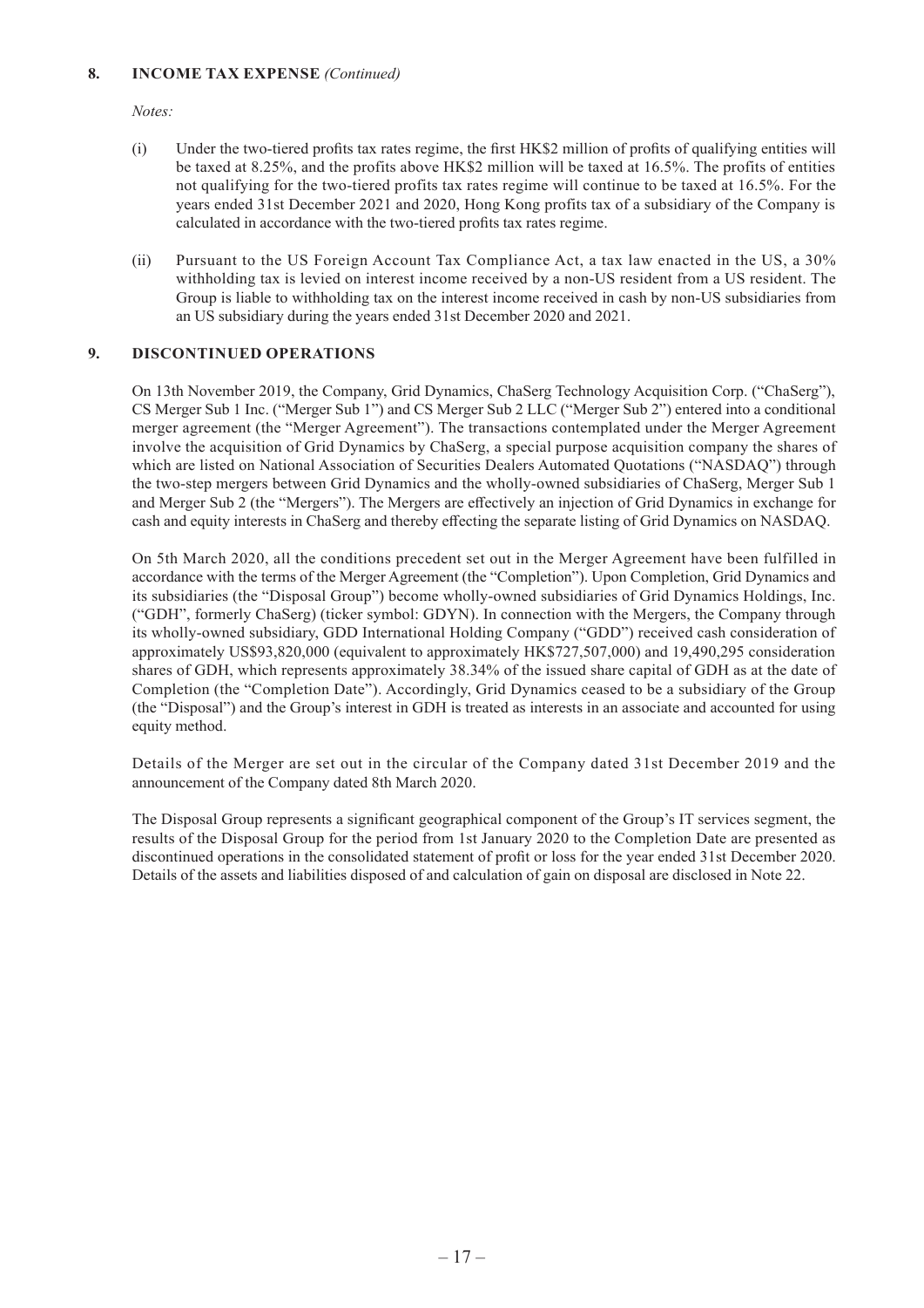## 8. INCOME TAX EXPENSE *(Continued)*

*Notes:*

(i) Under the two-tiered profits tax rates regime, the first HK$2 million of profits of qualifying entities will be taxed at 8.25%, and the profits above HK$2 million will be taxed at 16.5%. The profits of entities not qualifying for the two-tiered profits tax rates regime will continue to be taxed at 16.5%. For the years ended 31st December 2021 and 2020, Hong Kong profits tax of a subsidiary of the Company is calculated in accordance with the two-tiered profits tax rates regime.

(ii) Pursuant to the US Foreign Account Tax Compliance Act, a tax law enacted in the US, a 30% withholding tax is levied on interest income received by a non-US resident from a US resident. The Group is liable to withholding tax on the interest income received in cash by non-US subsidiaries from an US subsidiary during the years ended 31st December 2020 and 2021.

## 9. DISCONTINUED OPERATIONS

On 13th November 2019, the Company, Grid Dynamics, ChaSerg Technology Acquisition Corp. ("ChaSerg"), CS Merger Sub 1 Inc. ("Merger Sub 1") and CS Merger Sub 2 LLC ("Merger Sub 2") entered into a conditional merger agreement (the "Merger Agreement"). The transactions contemplated under the Merger Agreement involve the acquisition of Grid Dynamics by ChaSerg, a special purpose acquisition company the shares of which are listed on National Association of Securities Dealers Automated Quotations ("NASDAQ") through the two-step mergers between Grid Dynamics and the wholly-owned subsidiaries of ChaSerg, Merger Sub 1 and Merger Sub 2 (the "Mergers"). The Mergers are effectively an injection of Grid Dynamics in exchange for cash and equity interests in ChaSerg and thereby effecting the separate listing of Grid Dynamics on NASDAQ.

On 5th March 2020, all the conditions precedent set out in the Merger Agreement have been fulfilled in accordance with the terms of the Merger Agreement (the "Completion"). Upon Completion, Grid Dynamics and its subsidiaries (the "Disposal Group") become wholly-owned subsidiaries of Grid Dynamics Holdings, Inc. ("GDH", formerly ChaSerg) (ticker symbol: GDYN). In connection with the Mergers, the Company through its wholly-owned subsidiary, GDD International Holding Company ("GDD") received cash consideration of approximately US$93,820,000 (equivalent to approximately HK$727,507,000) and 19,490,295 consideration shares of GDH, which represents approximately 38.34% of the issued share capital of GDH as at the date of Completion (the "Completion Date"). Accordingly, Grid Dynamics ceased to be a subsidiary of the Group (the "Disposal") and the Group's interest in GDH is treated as interests in an associate and accounted for using equity method.

Details of the Merger are set out in the circular of the Company dated 31st December 2019 and the announcement of the Company dated 8th March 2020.

The Disposal Group represents a significant geographical component of the Group's IT services segment, the results of the Disposal Group for the period from 1st January 2020 to the Completion Date are presented as discontinued operations in the consolidated statement of profit or loss for the year ended 31st December 2020. Details of the assets and liabilities disposed of and calculation of gain on disposal are disclosed in Note 22.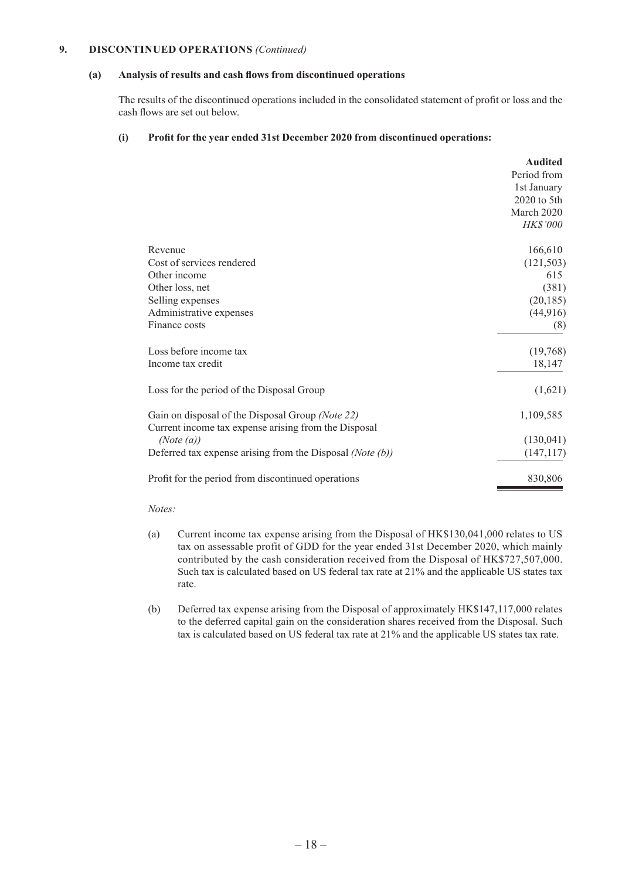## 9. DISCONTINUED OPERATIONS *(Continued)*

### (a) Analysis of results and cash flows from discontinued operations

The results of the discontinued operations included in the consolidated statement of profit or loss and the cash flows are set out below.

#### (i) Profit for the year ended 31st December 2020 from discontinued operations:

| | **Audited** Period from 1st January 2020 to 5th March 2020 *HK$'000* |
|---|---|
| Revenue | 166,610 |
| Cost of services rendered | (121,503) |
| Other income | 615 |
| Other loss, net | (381) |
| Selling expenses | (20,185) |
| Administrative expenses | (44,916) |
| Finance costs | (8) |
| Loss before income tax | (19,768) |
| Income tax credit | 18,147 |
| Loss for the period of the Disposal Group | (1,621) |
| Gain on disposal of the Disposal Group *(Note 22)* | 1,109,585 |
| Current income tax expense arising from the Disposal *(Note (a))* | (130,041) |
| Deferred tax expense arising from the Disposal *(Note (b))* | (147,117) |
| Profit for the period from discontinued operations | 830,806 |

*Notes:*

(a) Current income tax expense arising from the Disposal of HK$130,041,000 relates to US tax on assessable profit of GDD for the year ended 31st December 2020, which mainly contributed by the cash consideration received from the Disposal of HK$727,507,000. Such tax is calculated based on US federal tax rate at 21% and the applicable US states tax rate.

(b) Deferred tax expense arising from the Disposal of approximately HK$147,117,000 relates to the deferred capital gain on the consideration shares received from the Disposal. Such tax is calculated based on US federal tax rate at 21% and the applicable US states tax rate.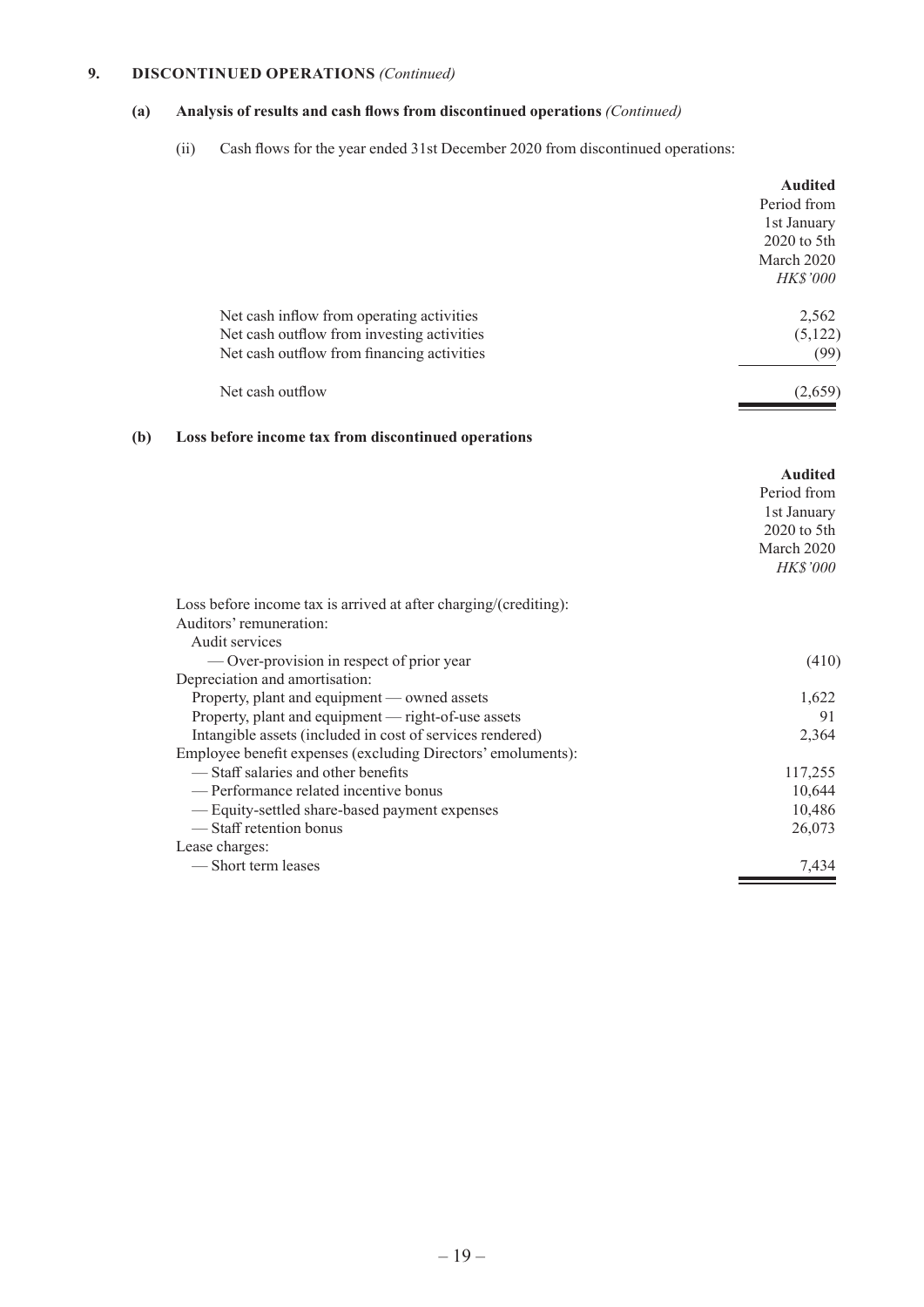## 9. DISCONTINUED OPERATIONS *(Continued)*

### (a) Analysis of results and cash flows from discontinued operations *(Continued)*

(ii) Cash flows for the year ended 31st December 2020 from discontinued operations:

| | **Audited** Period from 1st January 2020 to 5th March 2020 *HK$'000* |
|---|---|
| Net cash inflow from operating activities | 2,562 |
| Net cash outflow from investing activities | (5,122) |
| Net cash outflow from financing activities | (99) |
| Net cash outflow | (2,659) |

### (b) Loss before income tax from discontinued operations

| | **Audited** Period from 1st January 2020 to 5th March 2020 *HK$'000* |
|---|---|
| Loss before income tax is arrived at after charging/(crediting): | |
| Auditors' remuneration: | |
| Audit services | |
| — Over-provision in respect of prior year | (410) |
| Depreciation and amortisation: | |
| Property, plant and equipment — owned assets | 1,622 |
| Property, plant and equipment — right-of-use assets | 91 |
| Intangible assets (included in cost of services rendered) | 2,364 |
| Employee benefit expenses (excluding Directors' emoluments): | |
| — Staff salaries and other benefits | 117,255 |
| — Performance related incentive bonus | 10,644 |
| — Equity-settled share-based payment expenses | 10,486 |
| — Staff retention bonus | 26,073 |
| Lease charges: | |
| — Short term leases | 7,434 |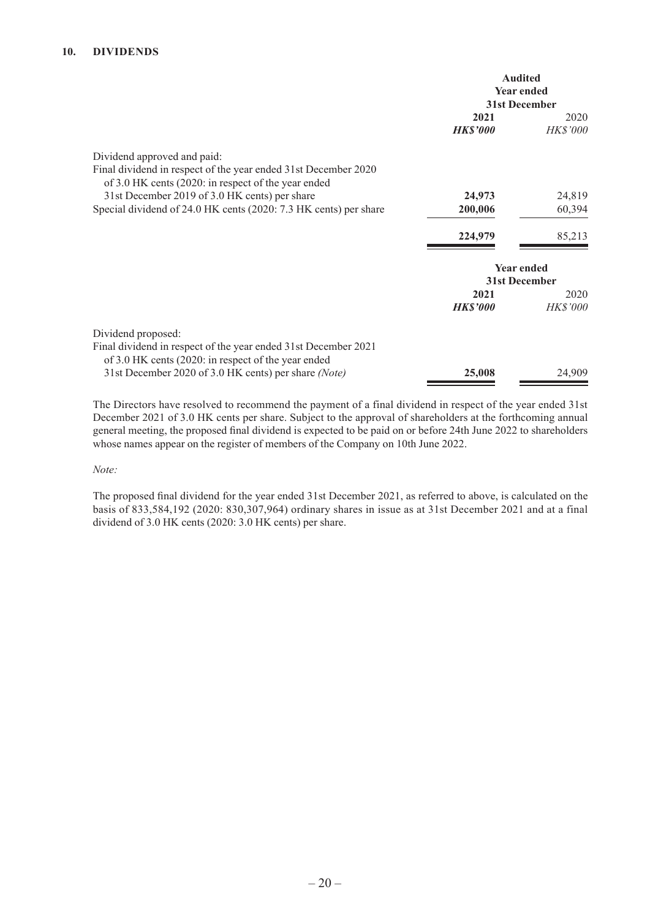## 10. DIVIDENDS

| | Audited Year ended 31st December | |
|---|---|---|
| | **2021** | 2020 |
| | ***HK$'000*** | *HK$'000* |
| Dividend approved and paid: | | |
| Final dividend in respect of the year ended 31st December 2020 of 3.0 HK cents (2020: in respect of the year ended 31st December 2019 of 3.0 HK cents) per share | **24,973** | 24,819 |
| Special dividend of 24.0 HK cents (2020: 7.3 HK cents) per share | **200,006** | 60,394 |
| | **224,979** | 85,213 |

| | Year ended 31st December | |
|---|---|---|
| | **2021** | 2020 |
| | ***HK$'000*** | *HK$'000* |
| Dividend proposed: | | |
| Final dividend in respect of the year ended 31st December 2021 of 3.0 HK cents (2020: in respect of the year ended 31st December 2020 of 3.0 HK cents) per share *(Note)* | **25,008** | 24,909 |

The Directors have resolved to recommend the payment of a final dividend in respect of the year ended 31st December 2021 of 3.0 HK cents per share. Subject to the approval of shareholders at the forthcoming annual general meeting, the proposed final dividend is expected to be paid on or before 24th June 2022 to shareholders whose names appear on the register of members of the Company on 10th June 2022.

*Note:*

The proposed final dividend for the year ended 31st December 2021, as referred to above, is calculated on the basis of 833,584,192 (2020: 830,307,964) ordinary shares in issue as at 31st December 2021 and at a final dividend of 3.0 HK cents (2020: 3.0 HK cents) per share.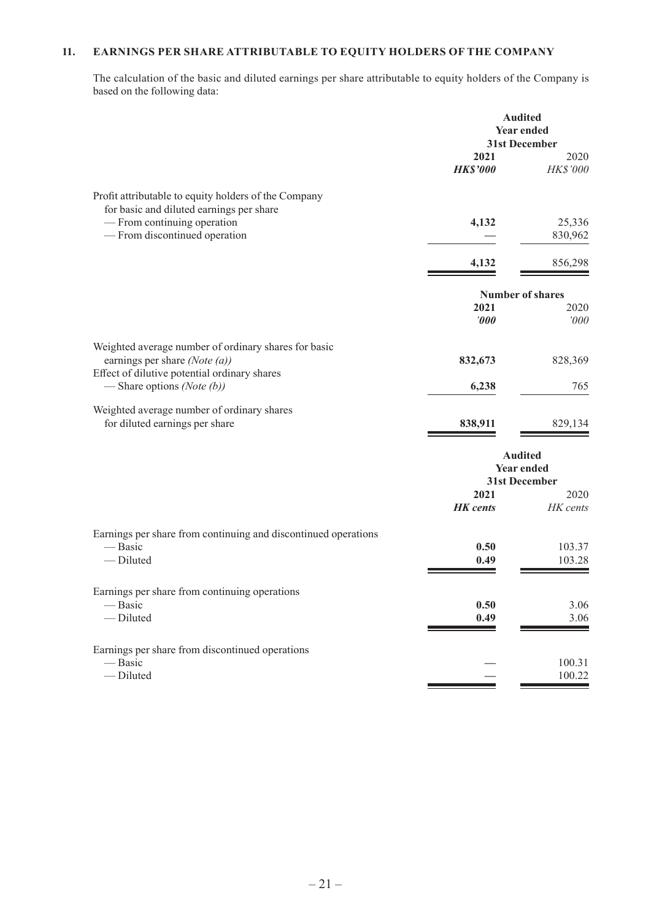## 11. EARNINGS PER SHARE ATTRIBUTABLE TO EQUITY HOLDERS OF THE COMPANY

The calculation of the basic and diluted earnings per share attributable to equity holders of the Company is based on the following data:

| | Audited Year ended 31st December | |
|---|---|---|
| | **2021** | 2020 |
| | ***HK$'000*** | *HK$'000* |
| Profit attributable to equity holders of the Company for basic and diluted earnings per share | | |
| — From continuing operation | **4,132** | 25,336 |
| — From discontinued operation | **—** | 830,962 |
| | **4,132** | 856,298 |

| | Number of shares | |
|---|---|---|
| | **2021** | 2020 |
| | ***'000*** | *'000* |
| Weighted average number of ordinary shares for basic earnings per share *(Note (a))* | **832,673** | 828,369 |
| Effect of dilutive potential ordinary shares | | |
| — Share options *(Note (b))* | **6,238** | 765 |
| Weighted average number of ordinary shares for diluted earnings per share | **838,911** | 829,134 |

| | Audited Year ended 31st December | |
|---|---|---|
| | **2021** | 2020 |
| | ***HK cents*** | *HK cents* |
| Earnings per share from continuing and discontinued operations | | |
| — Basic | **0.50** | 103.37 |
| — Diluted | **0.49** | 103.28 |
| Earnings per share from continuing operations | | |
| — Basic | **0.50** | 3.06 |
| — Diluted | **0.49** | 3.06 |
| Earnings per share from discontinued operations | | |
| — Basic | **—** | 100.31 |
| — Diluted | **—** | 100.22 |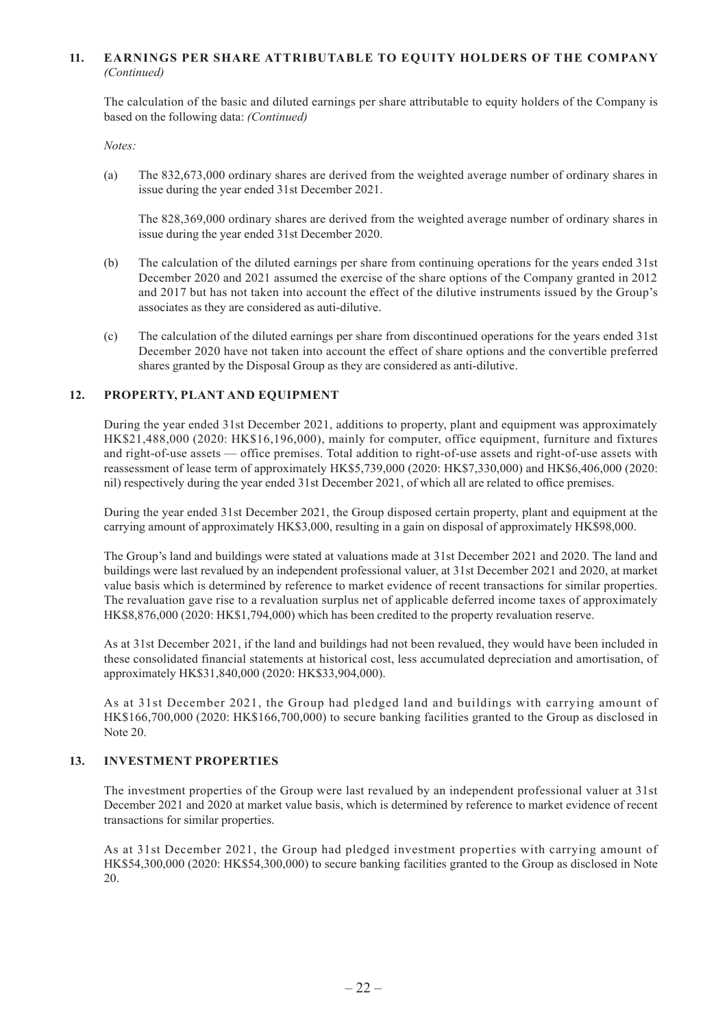## 11. EARNINGS PER SHARE ATTRIBUTABLE TO EQUITY HOLDERS OF THE COMPANY *(Continued)*

The calculation of the basic and diluted earnings per share attributable to equity holders of the Company is based on the following data: *(Continued)*

*Notes:*

(a) The 832,673,000 ordinary shares are derived from the weighted average number of ordinary shares in issue during the year ended 31st December 2021.

The 828,369,000 ordinary shares are derived from the weighted average number of ordinary shares in issue during the year ended 31st December 2020.

(b) The calculation of the diluted earnings per share from continuing operations for the years ended 31st December 2020 and 2021 assumed the exercise of the share options of the Company granted in 2012 and 2017 but has not taken into account the effect of the dilutive instruments issued by the Group's associates as they are considered as auti-dilutive.

(c) The calculation of the diluted earnings per share from discontinued operations for the years ended 31st December 2020 have not taken into account the effect of share options and the convertible preferred shares granted by the Disposal Group as they are considered as anti-dilutive.

## 12. PROPERTY, PLANT AND EQUIPMENT

During the year ended 31st December 2021, additions to property, plant and equipment was approximately HK$21,488,000 (2020: HK$16,196,000), mainly for computer, office equipment, furniture and fixtures and right-of-use assets — office premises. Total addition to right-of-use assets and right-of-use assets with reassessment of lease term of approximately HK$5,739,000 (2020: HK$7,330,000) and HK$6,406,000 (2020: nil) respectively during the year ended 31st December 2021, of which all are related to office premises.

During the year ended 31st December 2021, the Group disposed certain property, plant and equipment at the carrying amount of approximately HK$3,000, resulting in a gain on disposal of approximately HK$98,000.

The Group's land and buildings were stated at valuations made at 31st December 2021 and 2020. The land and buildings were last revalued by an independent professional valuer, at 31st December 2021 and 2020, at market value basis which is determined by reference to market evidence of recent transactions for similar properties. The revaluation gave rise to a revaluation surplus net of applicable deferred income taxes of approximately HK$8,876,000 (2020: HK$1,794,000) which has been credited to the property revaluation reserve.

As at 31st December 2021, if the land and buildings had not been revalued, they would have been included in these consolidated financial statements at historical cost, less accumulated depreciation and amortisation, of approximately HK$31,840,000 (2020: HK$33,904,000).

As at 31st December 2021, the Group had pledged land and buildings with carrying amount of HK$166,700,000 (2020: HK$166,700,000) to secure banking facilities granted to the Group as disclosed in Note 20.

## 13. INVESTMENT PROPERTIES

The investment properties of the Group were last revalued by an independent professional valuer at 31st December 2021 and 2020 at market value basis, which is determined by reference to market evidence of recent transactions for similar properties.

As at 31st December 2021, the Group had pledged investment properties with carrying amount of HK$54,300,000 (2020: HK$54,300,000) to secure banking facilities granted to the Group as disclosed in Note 20.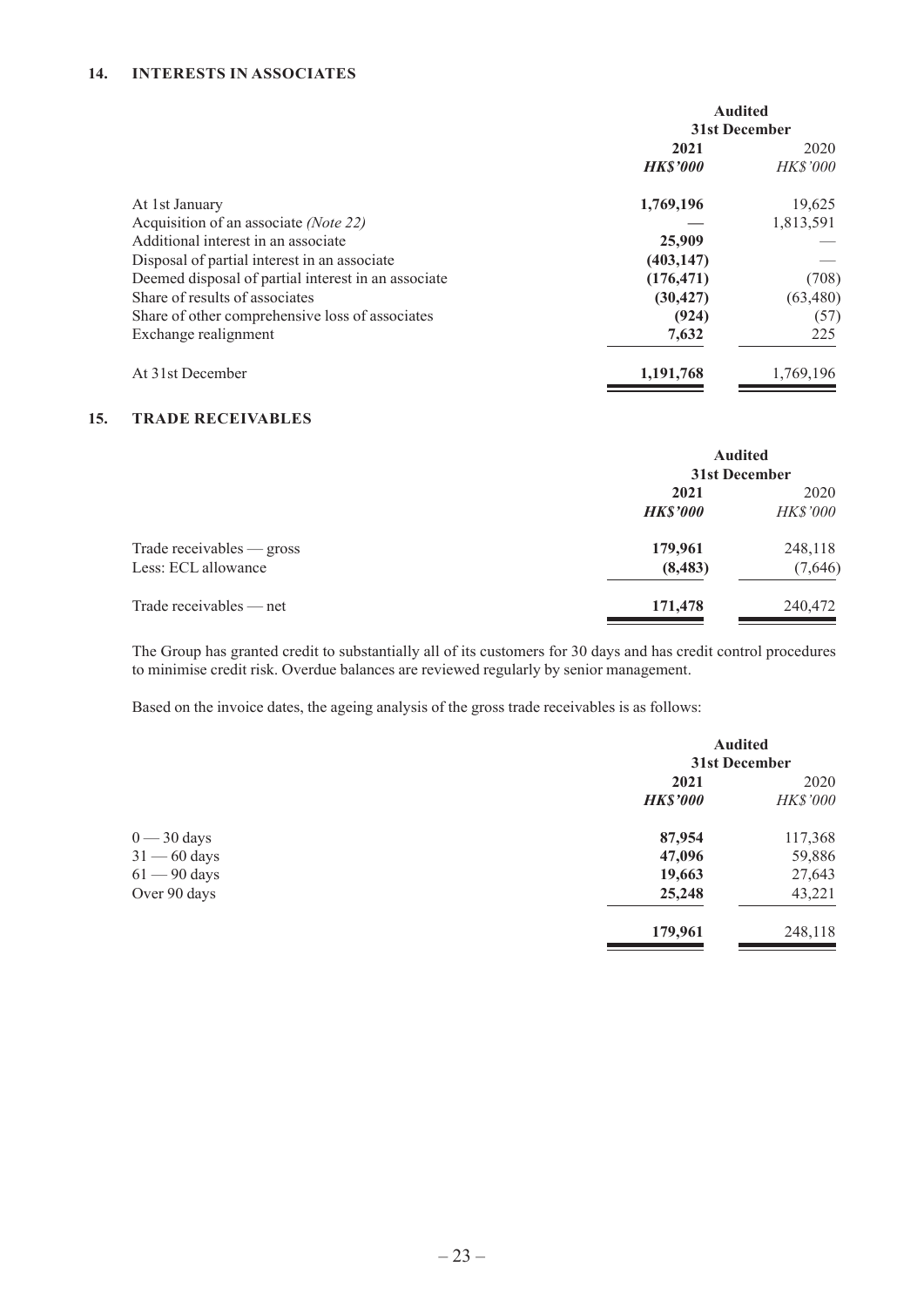## 14. INTERESTS IN ASSOCIATES

| | Audited 31st December | |
|---|---|---|
| | **2021** | 2020 |
| | ***HK$'000*** | *HK$'000* |
| At 1st January | **1,769,196** | 19,625 |
| Acquisition of an associate *(Note 22)* | **—** | 1,813,591 |
| Additional interest in an associate | **25,909** | — |
| Disposal of partial interest in an associate | **(403,147)** | — |
| Deemed disposal of partial interest in an associate | **(176,471)** | (708) |
| Share of results of associates | **(30,427)** | (63,480) |
| Share of other comprehensive loss of associates | **(924)** | (57) |
| Exchange realignment | **7,632** | 225 |
| At 31st December | **1,191,768** | 1,769,196 |

## 15. TRADE RECEIVABLES

| | Audited 31st December | |
|---|---|---|
| | **2021** | 2020 |
| | ***HK$'000*** | *HK$'000* |
| Trade receivables — gross | **179,961** | 248,118 |
| Less: ECL allowance | **(8,483)** | (7,646) |
| Trade receivables — net | **171,478** | 240,472 |

The Group has granted credit to substantially all of its customers for 30 days and has credit control procedures to minimise credit risk. Overdue balances are reviewed regularly by senior management.

Based on the invoice dates, the ageing analysis of the gross trade receivables is as follows:

| | Audited 31st December | |
|---|---|---|
| | **2021** | 2020 |
| | ***HK$'000*** | *HK$'000* |
| 0 — 30 days | **87,954** | 117,368 |
| 31 — 60 days | **47,096** | 59,886 |
| 61 — 90 days | **19,663** | 27,643 |
| Over 90 days | **25,248** | 43,221 |
| | **179,961** | 248,118 |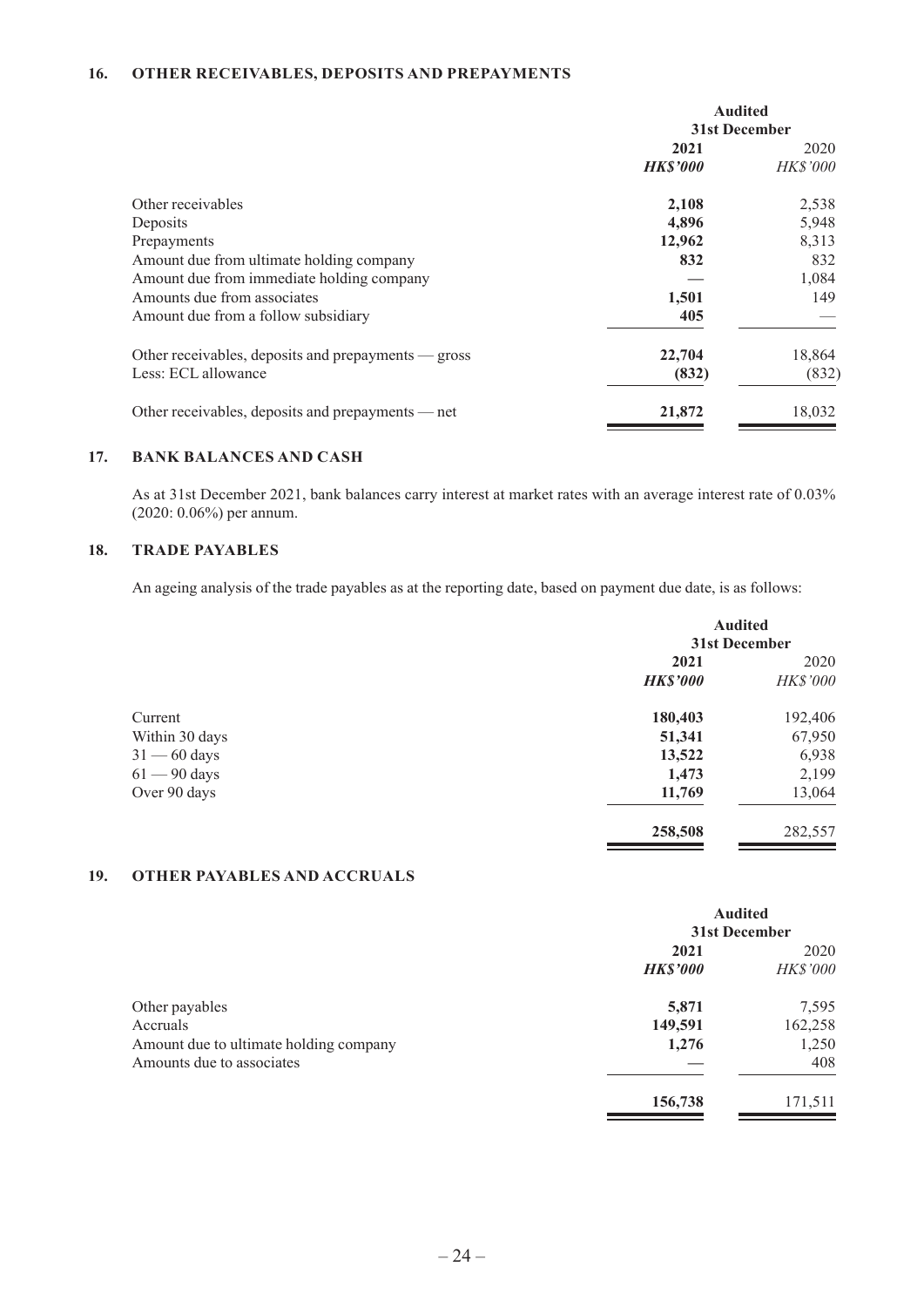### 16. OTHER RECEIVABLES, DEPOSITS AND PREPAYMENTS

| | Audited | |
|---|---|---|
| | 31st December | |
| | **2021** | 2020 |
| | ***HK$'000*** | *HK$'000* |
| Other receivables | **2,108** | 2,538 |
| Deposits | **4,896** | 5,948 |
| Prepayments | **12,962** | 8,313 |
| Amount due from ultimate holding company | **832** | 832 |
| Amount due from immediate holding company | **—** | 1,084 |
| Amounts due from associates | **1,501** | 149 |
| Amount due from a follow subsidiary | **405** | — |
| Other receivables, deposits and prepayments — gross | **22,704** | 18,864 |
| Less: ECL allowance | **(832)** | (832) |
| Other receivables, deposits and prepayments — net | **21,872** | 18,032 |

### 17. BANK BALANCES AND CASH

As at 31st December 2021, bank balances carry interest at market rates with an average interest rate of 0.03% (2020: 0.06%) per annum.

### 18. TRADE PAYABLES

An ageing analysis of the trade payables as at the reporting date, based on payment due date, is as follows:

| | Audited | |
|---|---|---|
| | 31st December | |
| | **2021** | 2020 |
| | ***HK$'000*** | *HK$'000* |
| Current | **180,403** | 192,406 |
| Within 30 days | **51,341** | 67,950 |
| 31 — 60 days | **13,522** | 6,938 |
| 61 — 90 days | **1,473** | 2,199 |
| Over 90 days | **11,769** | 13,064 |
| | **258,508** | 282,557 |

### 19. OTHER PAYABLES AND ACCRUALS

| | Audited | |
|---|---|---|
| | 31st December | |
| | **2021** | 2020 |
| | ***HK$'000*** | *HK$'000* |
| Other payables | **5,871** | 7,595 |
| Accruals | **149,591** | 162,258 |
| Amount due to ultimate holding company | **1,276** | 1,250 |
| Amounts due to associates | **—** | 408 |
| | **156,738** | 171,511 |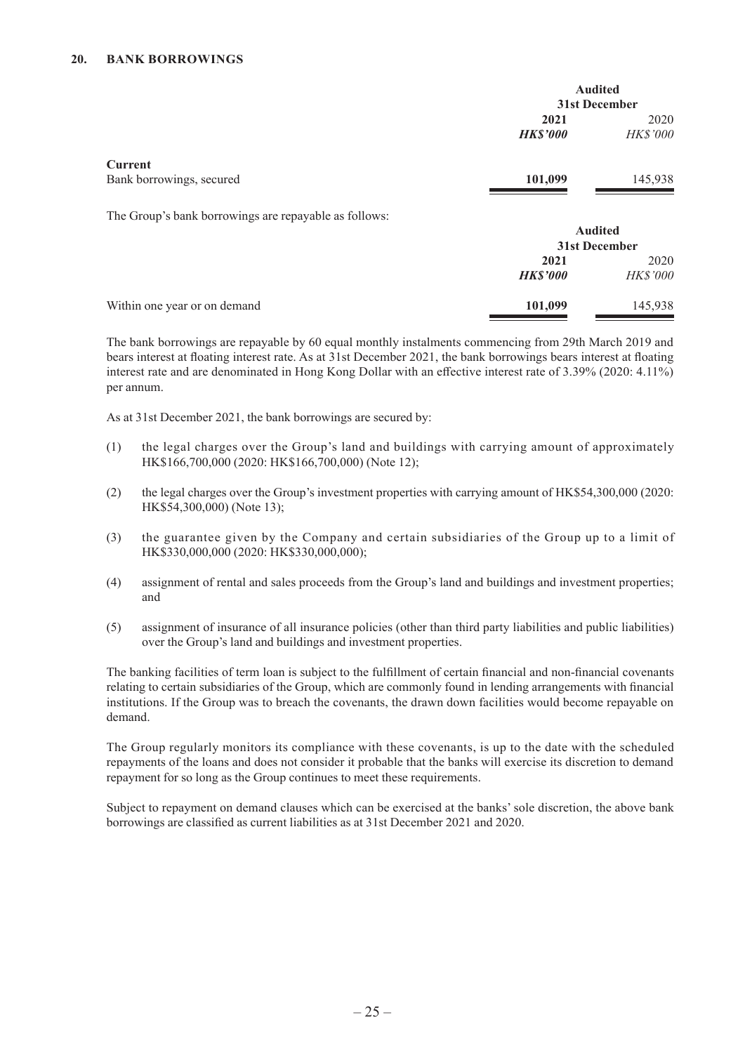## 20. BANK BORROWINGS

| | Audited 31st December | |
|---|---|---|
| | **2021** | 2020 |
| | ***HK$'000*** | *HK$'000* |
| **Current** | | |
| Bank borrowings, secured | **101,099** | 145,938 |

The Group's bank borrowings are repayable as follows:

| | Audited 31st December | |
|---|---|---|
| | **2021** | 2020 |
| | ***HK$'000*** | *HK$'000* |
| Within one year or on demand | **101,099** | 145,938 |

The bank borrowings are repayable by 60 equal monthly instalments commencing from 29th March 2019 and bears interest at floating interest rate. As at 31st December 2021, the bank borrowings bears interest at floating interest rate and are denominated in Hong Kong Dollar with an effective interest rate of 3.39% (2020: 4.11%) per annum.

As at 31st December 2021, the bank borrowings are secured by:

(1) the legal charges over the Group's land and buildings with carrying amount of approximately HK$166,700,000 (2020: HK$166,700,000) (Note 12);

(2) the legal charges over the Group's investment properties with carrying amount of HK$54,300,000 (2020: HK$54,300,000) (Note 13);

(3) the guarantee given by the Company and certain subsidiaries of the Group up to a limit of HK$330,000,000 (2020: HK$330,000,000);

(4) assignment of rental and sales proceeds from the Group's land and buildings and investment properties; and

(5) assignment of insurance of all insurance policies (other than third party liabilities and public liabilities) over the Group's land and buildings and investment properties.

The banking facilities of term loan is subject to the fulfillment of certain financial and non-financial covenants relating to certain subsidiaries of the Group, which are commonly found in lending arrangements with financial institutions. If the Group was to breach the covenants, the drawn down facilities would become repayable on demand.

The Group regularly monitors its compliance with these covenants, is up to the date with the scheduled repayments of the loans and does not consider it probable that the banks will exercise its discretion to demand repayment for so long as the Group continues to meet these requirements.

Subject to repayment on demand clauses which can be exercised at the banks' sole discretion, the above bank borrowings are classified as current liabilities as at 31st December 2021 and 2020.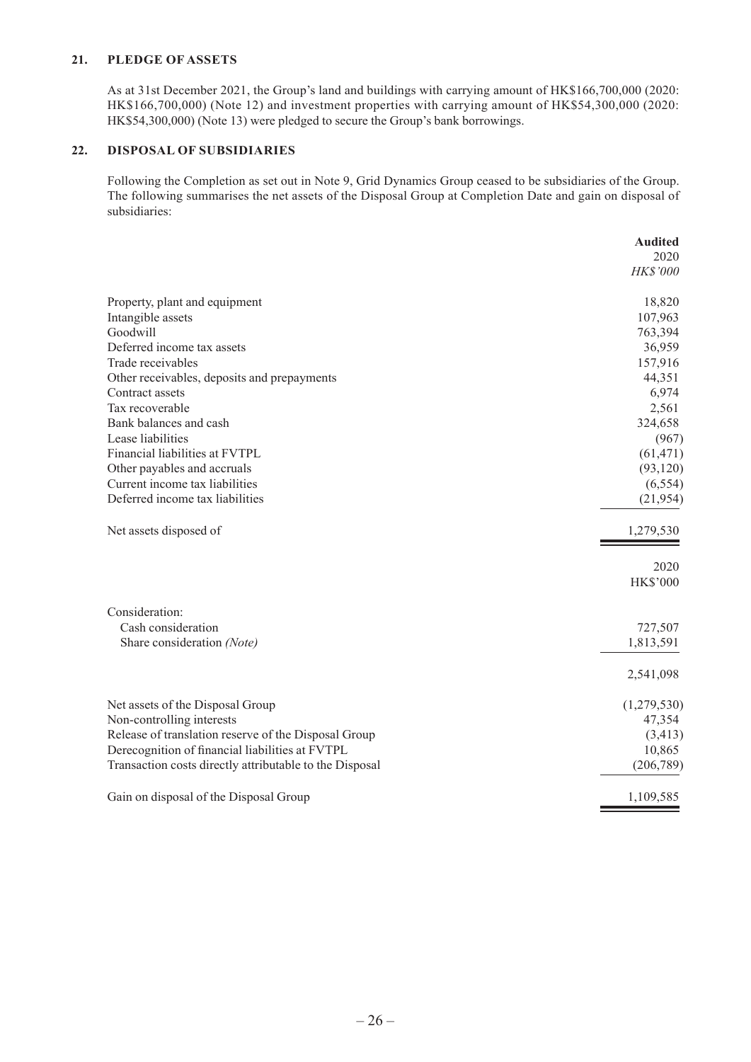## 21. PLEDGE OF ASSETS

As at 31st December 2021, the Group's land and buildings with carrying amount of HK$166,700,000 (2020: HK$166,700,000) (Note 12) and investment properties with carrying amount of HK$54,300,000 (2020: HK$54,300,000) (Note 13) were pledged to secure the Group's bank borrowings.

## 22. DISPOSAL OF SUBSIDIARIES

Following the Completion as set out in Note 9, Grid Dynamics Group ceased to be subsidiaries of the Group. The following summarises the net assets of the Disposal Group at Completion Date and gain on disposal of subsidiaries:

| | **Audited** |
|---|---|
| | 2020 |
| | *HK$'000* |
| Property, plant and equipment | 18,820 |
| Intangible assets | 107,963 |
| Goodwill | 763,394 |
| Deferred income tax assets | 36,959 |
| Trade receivables | 157,916 |
| Other receivables, deposits and prepayments | 44,351 |
| Contract assets | 6,974 |
| Tax recoverable | 2,561 |
| Bank balances and cash | 324,658 |
| Lease liabilities | (967) |
| Financial liabilities at FVTPL | (61,471) |
| Other payables and accruals | (93,120) |
| Current income tax liabilities | (6,554) |
| Deferred income tax liabilities | (21,954) |
| Net assets disposed of | 1,279,530 |

| | 2020 |
|---|---|
| | HK$'000 |
| Consideration: | |
| Cash consideration | 727,507 |
| Share consideration *(Note)* | 1,813,591 |
| | 2,541,098 |
| Net assets of the Disposal Group | (1,279,530) |
| Non-controlling interests | 47,354 |
| Release of translation reserve of the Disposal Group | (3,413) |
| Derecognition of financial liabilities at FVTPL | 10,865 |
| Transaction costs directly attributable to the Disposal | (206,789) |
| Gain on disposal of the Disposal Group | 1,109,585 |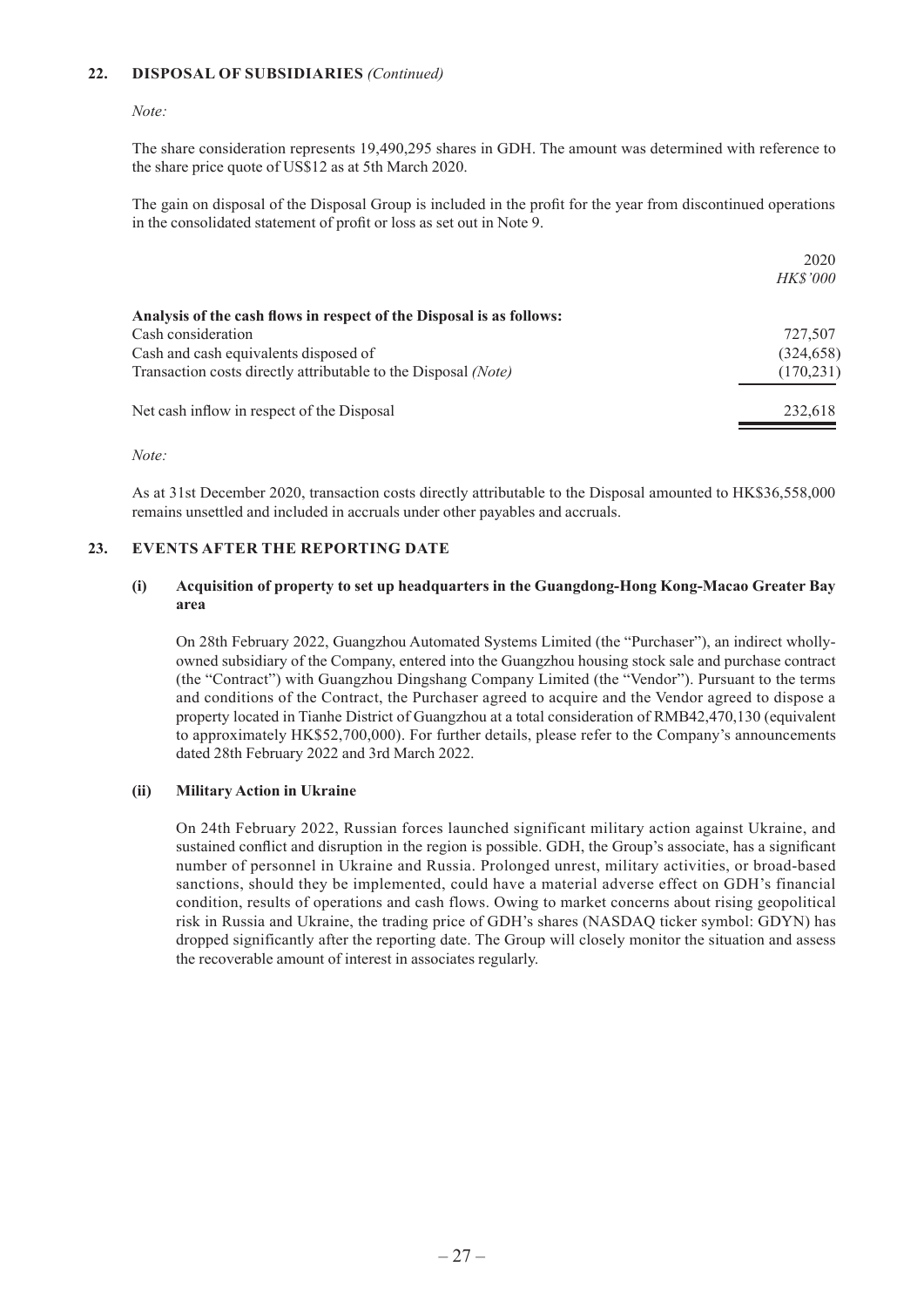## 22. DISPOSAL OF SUBSIDIARIES *(Continued)*

*Note:*

The share consideration represents 19,490,295 shares in GDH. The amount was determined with reference to the share price quote of US$12 as at 5th March 2020.

The gain on disposal of the Disposal Group is included in the profit for the year from discontinued operations in the consolidated statement of profit or loss as set out in Note 9.

| | 2020 |
|---|---|
| | *HK$'000* |
| **Analysis of the cash flows in respect of the Disposal is as follows:** | |
| Cash consideration | 727,507 |
| Cash and cash equivalents disposed of | (324,658) |
| Transaction costs directly attributable to the Disposal *(Note)* | (170,231) |
| Net cash inflow in respect of the Disposal | 232,618 |

*Note:*

As at 31st December 2020, transaction costs directly attributable to the Disposal amounted to HK$36,558,000 remains unsettled and included in accruals under other payables and accruals.

## 23. EVENTS AFTER THE REPORTING DATE

### (i) Acquisition of property to set up headquarters in the Guangdong-Hong Kong-Macao Greater Bay area

On 28th February 2022, Guangzhou Automated Systems Limited (the "Purchaser"), an indirect wholly-owned subsidiary of the Company, entered into the Guangzhou housing stock sale and purchase contract (the "Contract") with Guangzhou Dingshang Company Limited (the "Vendor"). Pursuant to the terms and conditions of the Contract, the Purchaser agreed to acquire and the Vendor agreed to dispose a property located in Tianhe District of Guangzhou at a total consideration of RMB42,470,130 (equivalent to approximately HK$52,700,000). For further details, please refer to the Company's announcements dated 28th February 2022 and 3rd March 2022.

### (ii) Military Action in Ukraine

On 24th February 2022, Russian forces launched significant military action against Ukraine, and sustained conflict and disruption in the region is possible. GDH, the Group's associate, has a significant number of personnel in Ukraine and Russia. Prolonged unrest, military activities, or broad-based sanctions, should they be implemented, could have a material adverse effect on GDH's financial condition, results of operations and cash flows. Owing to market concerns about rising geopolitical risk in Russia and Ukraine, the trading price of GDH's shares (NASDAQ ticker symbol: GDYN) has dropped significantly after the reporting date. The Group will closely monitor the situation and assess the recoverable amount of interest in associates regularly.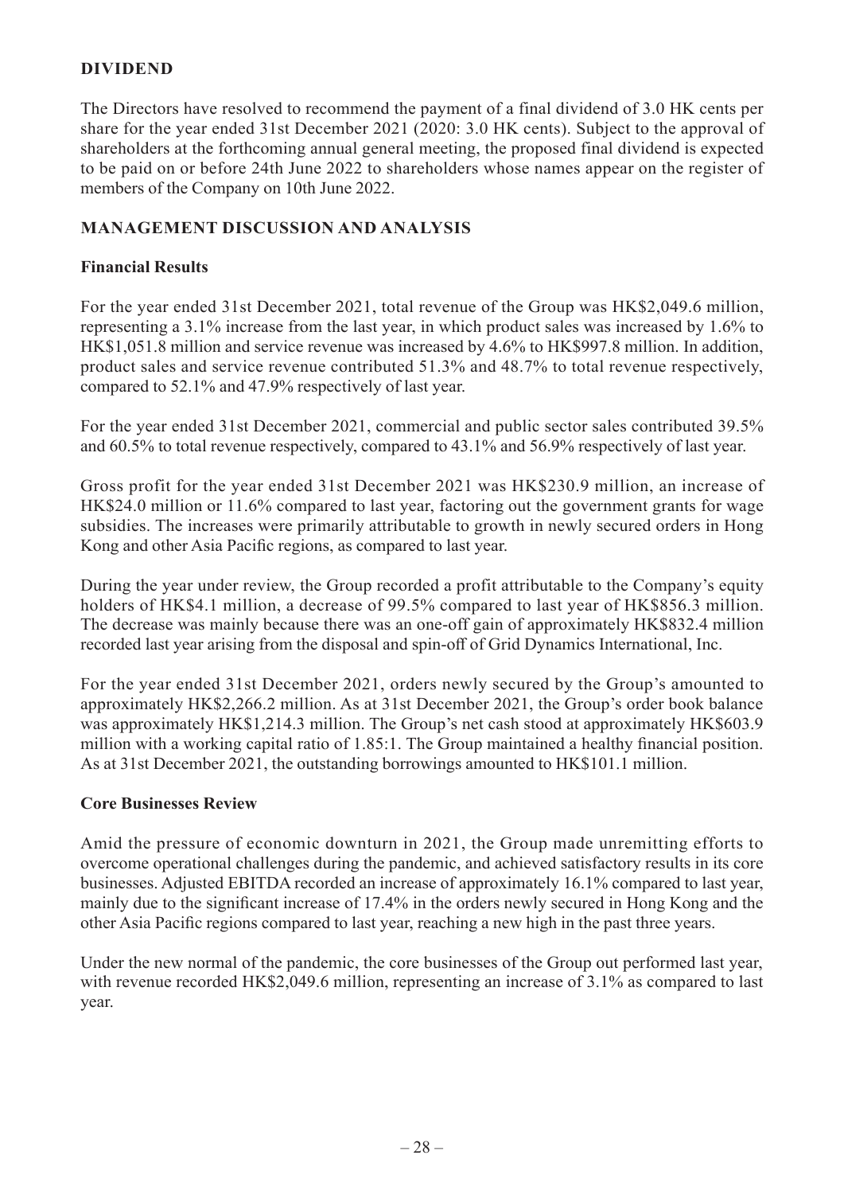## DIVIDEND

The Directors have resolved to recommend the payment of a final dividend of 3.0 HK cents per share for the year ended 31st December 2021 (2020: 3.0 HK cents). Subject to the approval of shareholders at the forthcoming annual general meeting, the proposed final dividend is expected to be paid on or before 24th June 2022 to shareholders whose names appear on the register of members of the Company on 10th June 2022.

## MANAGEMENT DISCUSSION AND ANALYSIS

### Financial Results

For the year ended 31st December 2021, total revenue of the Group was HK$2,049.6 million, representing a 3.1% increase from the last year, in which product sales was increased by 1.6% to HK$1,051.8 million and service revenue was increased by 4.6% to HK$997.8 million. In addition, product sales and service revenue contributed 51.3% and 48.7% to total revenue respectively, compared to 52.1% and 47.9% respectively of last year.

For the year ended 31st December 2021, commercial and public sector sales contributed 39.5% and 60.5% to total revenue respectively, compared to 43.1% and 56.9% respectively of last year.

Gross profit for the year ended 31st December 2021 was HK$230.9 million, an increase of HK$24.0 million or 11.6% compared to last year, factoring out the government grants for wage subsidies. The increases were primarily attributable to growth in newly secured orders in Hong Kong and other Asia Pacific regions, as compared to last year.

During the year under review, the Group recorded a profit attributable to the Company's equity holders of HK$4.1 million, a decrease of 99.5% compared to last year of HK$856.3 million. The decrease was mainly because there was an one-off gain of approximately HK$832.4 million recorded last year arising from the disposal and spin-off of Grid Dynamics International, Inc.

For the year ended 31st December 2021, orders newly secured by the Group's amounted to approximately HK$2,266.2 million. As at 31st December 2021, the Group's order book balance was approximately HK$1,214.3 million. The Group's net cash stood at approximately HK$603.9 million with a working capital ratio of 1.85:1. The Group maintained a healthy financial position. As at 31st December 2021, the outstanding borrowings amounted to HK$101.1 million.

### Core Businesses Review

Amid the pressure of economic downturn in 2021, the Group made unremitting efforts to overcome operational challenges during the pandemic, and achieved satisfactory results in its core businesses. Adjusted EBITDA recorded an increase of approximately 16.1% compared to last year, mainly due to the significant increase of 17.4% in the orders newly secured in Hong Kong and the other Asia Pacific regions compared to last year, reaching a new high in the past three years.

Under the new normal of the pandemic, the core businesses of the Group out performed last year, with revenue recorded HK$2,049.6 million, representing an increase of 3.1% as compared to last year.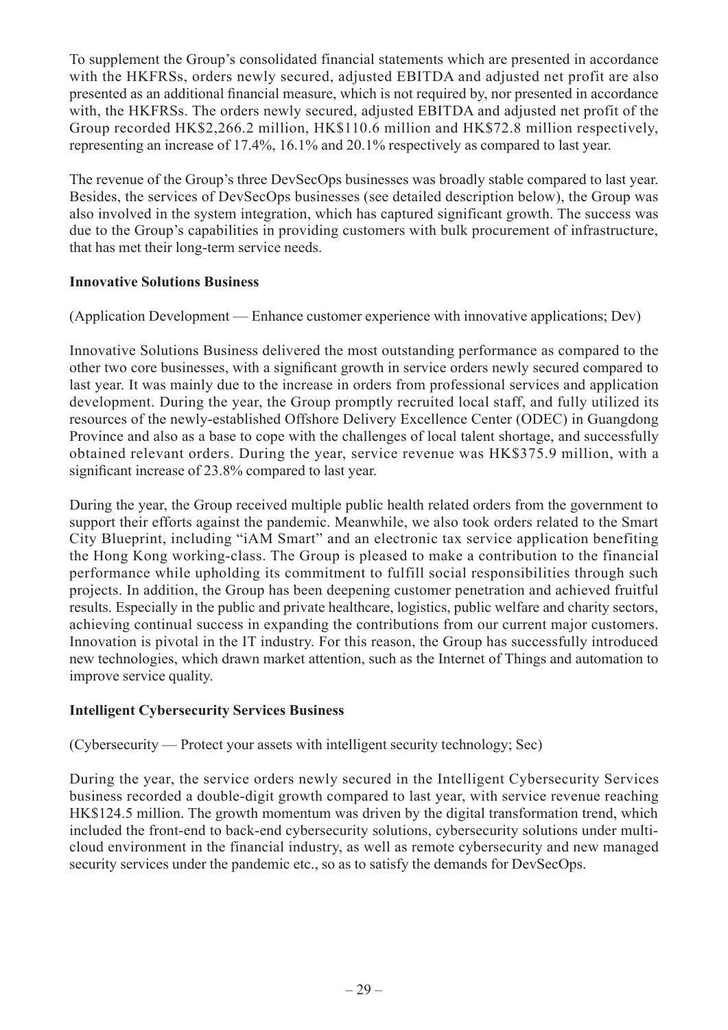To supplement the Group's consolidated financial statements which are presented in accordance with the HKFRSs, orders newly secured, adjusted EBITDA and adjusted net profit are also presented as an additional financial measure, which is not required by, nor presented in accordance with, the HKFRSs. The orders newly secured, adjusted EBITDA and adjusted net profit of the Group recorded HK$2,266.2 million, HK$110.6 million and HK$72.8 million respectively, representing an increase of 17.4%, 16.1% and 20.1% respectively as compared to last year.

The revenue of the Group's three DevSecOps businesses was broadly stable compared to last year. Besides, the services of DevSecOps businesses (see detailed description below), the Group was also involved in the system integration, which has captured significant growth. The success was due to the Group's capabilities in providing customers with bulk procurement of infrastructure, that has met their long-term service needs.

**Innovative Solutions Business**

(Application Development — Enhance customer experience with innovative applications; Dev)

Innovative Solutions Business delivered the most outstanding performance as compared to the other two core businesses, with a significant growth in service orders newly secured compared to last year. It was mainly due to the increase in orders from professional services and application development. During the year, the Group promptly recruited local staff, and fully utilized its resources of the newly-established Offshore Delivery Excellence Center (ODEC) in Guangdong Province and also as a base to cope with the challenges of local talent shortage, and successfully obtained relevant orders. During the year, service revenue was HK$375.9 million, with a significant increase of 23.8% compared to last year.

During the year, the Group received multiple public health related orders from the government to support their efforts against the pandemic. Meanwhile, we also took orders related to the Smart City Blueprint, including "iAM Smart" and an electronic tax service application benefiting the Hong Kong working-class. The Group is pleased to make a contribution to the financial performance while upholding its commitment to fulfill social responsibilities through such projects. In addition, the Group has been deepening customer penetration and achieved fruitful results. Especially in the public and private healthcare, logistics, public welfare and charity sectors, achieving continual success in expanding the contributions from our current major customers. Innovation is pivotal in the IT industry. For this reason, the Group has successfully introduced new technologies, which drawn market attention, such as the Internet of Things and automation to improve service quality.

**Intelligent Cybersecurity Services Business**

(Cybersecurity — Protect your assets with intelligent security technology; Sec)

During the year, the service orders newly secured in the Intelligent Cybersecurity Services business recorded a double-digit growth compared to last year, with service revenue reaching HK$124.5 million. The growth momentum was driven by the digital transformation trend, which included the front-end to back-end cybersecurity solutions, cybersecurity solutions under multi-cloud environment in the financial industry, as well as remote cybersecurity and new managed security services under the pandemic etc., so as to satisfy the demands for DevSecOps.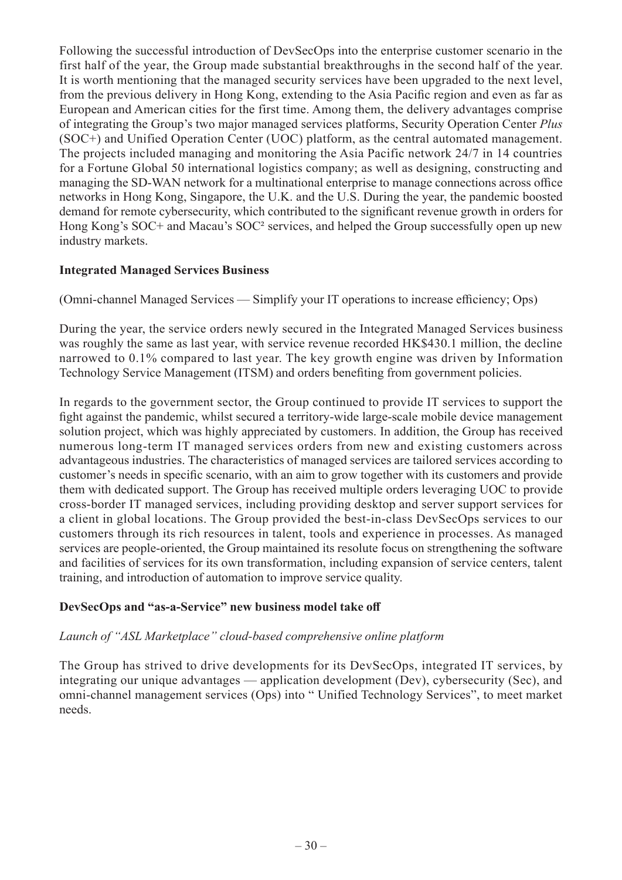Following the successful introduction of DevSecOps into the enterprise customer scenario in the first half of the year, the Group made substantial breakthroughs in the second half of the year. It is worth mentioning that the managed security services have been upgraded to the next level, from the previous delivery in Hong Kong, extending to the Asia Pacific region and even as far as European and American cities for the first time. Among them, the delivery advantages comprise of integrating the Group's two major managed services platforms, Security Operation Center *Plus* (SOC+) and Unified Operation Center (UOC) platform, as the central automated management. The projects included managing and monitoring the Asia Pacific network 24/7 in 14 countries for a Fortune Global 50 international logistics company; as well as designing, constructing and managing the SD-WAN network for a multinational enterprise to manage connections across office networks in Hong Kong, Singapore, the U.K. and the U.S. During the year, the pandemic boosted demand for remote cybersecurity, which contributed to the significant revenue growth in orders for Hong Kong's SOC+ and Macau's $SOC^2$ services, and helped the Group successfully open up new industry markets.

**Integrated Managed Services Business**

(Omni-channel Managed Services — Simplify your IT operations to increase efficiency; Ops)

During the year, the service orders newly secured in the Integrated Managed Services business was roughly the same as last year, with service revenue recorded HK$430.1 million, the decline narrowed to 0.1% compared to last year. The key growth engine was driven by Information Technology Service Management (ITSM) and orders benefiting from government policies.

In regards to the government sector, the Group continued to provide IT services to support the fight against the pandemic, whilst secured a territory-wide large-scale mobile device management solution project, which was highly appreciated by customers. In addition, the Group has received numerous long-term IT managed services orders from new and existing customers across advantageous industries. The characteristics of managed services are tailored services according to customer's needs in specific scenario, with an aim to grow together with its customers and provide them with dedicated support. The Group has received multiple orders leveraging UOC to provide cross-border IT managed services, including providing desktop and server support services for a client in global locations. The Group provided the best-in-class DevSecOps services to our customers through its rich resources in talent, tools and experience in processes. As managed services are people-oriented, the Group maintained its resolute focus on strengthening the software and facilities of services for its own transformation, including expansion of service centers, talent training, and introduction of automation to improve service quality.

**DevSecOps and "as-a-Service" new business model take off**

*Launch of "ASL Marketplace" cloud-based comprehensive online platform*

The Group has strived to drive developments for its DevSecOps, integrated IT services, by integrating our unique advantages — application development (Dev), cybersecurity (Sec), and omni-channel management services (Ops) into " Unified Technology Services", to meet market needs.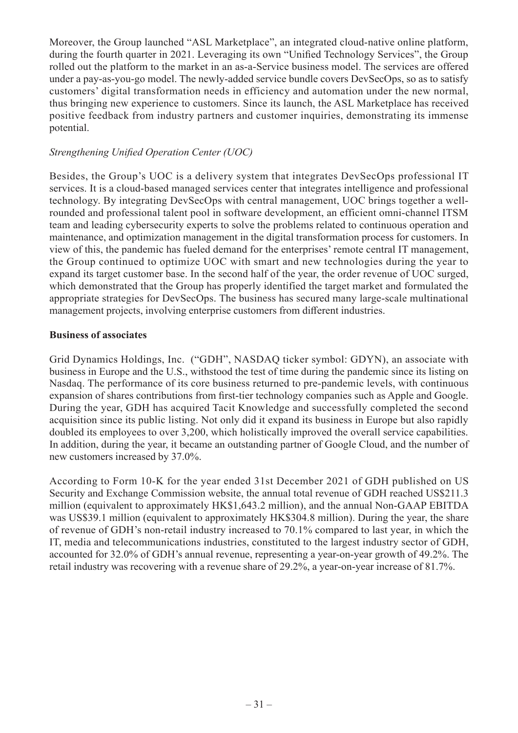Moreover, the Group launched "ASL Marketplace", an integrated cloud-native online platform, during the fourth quarter in 2021. Leveraging its own "Unified Technology Services", the Group rolled out the platform to the market in an as-a-Service business model. The services are offered under a pay-as-you-go model. The newly-added service bundle covers DevSecOps, so as to satisfy customers' digital transformation needs in efficiency and automation under the new normal, thus bringing new experience to customers. Since its launch, the ASL Marketplace has received positive feedback from industry partners and customer inquiries, demonstrating its immense potential.

*Strengthening Unified Operation Center (UOC)*

Besides, the Group's UOC is a delivery system that integrates DevSecOps professional IT services. It is a cloud-based managed services center that integrates intelligence and professional technology. By integrating DevSecOps with central management, UOC brings together a well-rounded and professional talent pool in software development, an efficient omni-channel ITSM team and leading cybersecurity experts to solve the problems related to continuous operation and maintenance, and optimization management in the digital transformation process for customers. In view of this, the pandemic has fueled demand for the enterprises' remote central IT management, the Group continued to optimize UOC with smart and new technologies during the year to expand its target customer base. In the second half of the year, the order revenue of UOC surged, which demonstrated that the Group has properly identified the target market and formulated the appropriate strategies for DevSecOps. The business has secured many large-scale multinational management projects, involving enterprise customers from different industries.

**Business of associates**

Grid Dynamics Holdings, Inc. ("GDH", NASDAQ ticker symbol: GDYN), an associate with business in Europe and the U.S., withstood the test of time during the pandemic since its listing on Nasdaq. The performance of its core business returned to pre-pandemic levels, with continuous expansion of shares contributions from first-tier technology companies such as Apple and Google. During the year, GDH has acquired Tacit Knowledge and successfully completed the second acquisition since its public listing. Not only did it expand its business in Europe but also rapidly doubled its employees to over 3,200, which holistically improved the overall service capabilities. In addition, during the year, it became an outstanding partner of Google Cloud, and the number of new customers increased by 37.0%.

According to Form 10-K for the year ended 31st December 2021 of GDH published on US Security and Exchange Commission website, the annual total revenue of GDH reached US$211.3 million (equivalent to approximately HK$1,643.2 million), and the annual Non-GAAP EBITDA was US$39.1 million (equivalent to approximately HK$304.8 million). During the year, the share of revenue of GDH's non-retail industry increased to 70.1% compared to last year, in which the IT, media and telecommunications industries, constituted to the largest industry sector of GDH, accounted for 32.0% of GDH's annual revenue, representing a year-on-year growth of 49.2%. The retail industry was recovering with a revenue share of 29.2%, a year-on-year increase of 81.7%.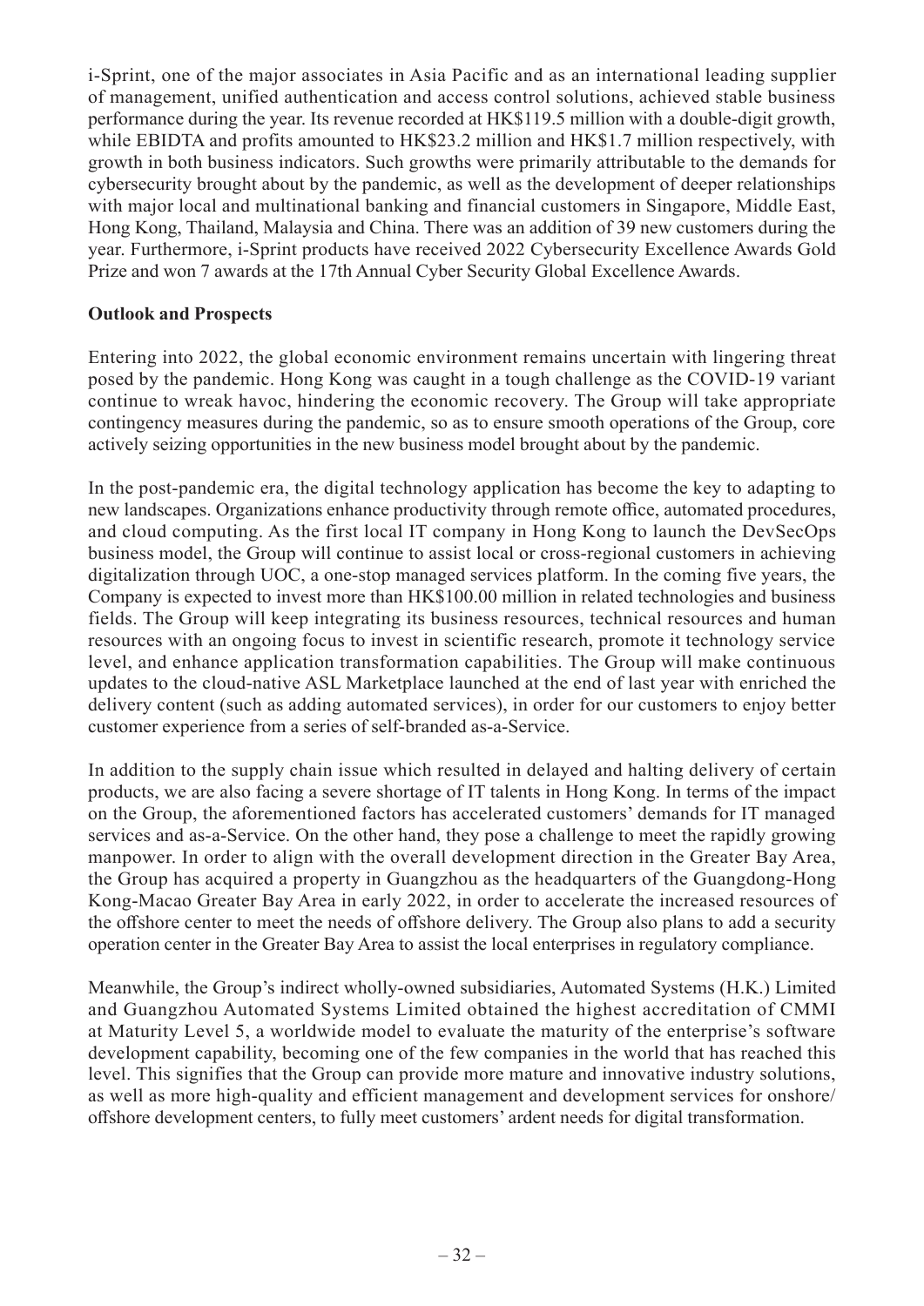i-Sprint, one of the major associates in Asia Pacific and as an international leading supplier of management, unified authentication and access control solutions, achieved stable business performance during the year. Its revenue recorded at HK$119.5 million with a double-digit growth, while EBIDTA and profits amounted to HK$23.2 million and HK$1.7 million respectively, with growth in both business indicators. Such growths were primarily attributable to the demands for cybersecurity brought about by the pandemic, as well as the development of deeper relationships with major local and multinational banking and financial customers in Singapore, Middle East, Hong Kong, Thailand, Malaysia and China. There was an addition of 39 new customers during the year. Furthermore, i-Sprint products have received 2022 Cybersecurity Excellence Awards Gold Prize and won 7 awards at the 17th Annual Cyber Security Global Excellence Awards.

**Outlook and Prospects**

Entering into 2022, the global economic environment remains uncertain with lingering threat posed by the pandemic. Hong Kong was caught in a tough challenge as the COVID-19 variant continue to wreak havoc, hindering the economic recovery. The Group will take appropriate contingency measures during the pandemic, so as to ensure smooth operations of the Group, core actively seizing opportunities in the new business model brought about by the pandemic.

In the post-pandemic era, the digital technology application has become the key to adapting to new landscapes. Organizations enhance productivity through remote office, automated procedures, and cloud computing. As the first local IT company in Hong Kong to launch the DevSecOps business model, the Group will continue to assist local or cross-regional customers in achieving digitalization through UOC, a one-stop managed services platform. In the coming five years, the Company is expected to invest more than HK$100.00 million in related technologies and business fields. The Group will keep integrating its business resources, technical resources and human resources with an ongoing focus to invest in scientific research, promote it technology service level, and enhance application transformation capabilities. The Group will make continuous updates to the cloud-native ASL Marketplace launched at the end of last year with enriched the delivery content (such as adding automated services), in order for our customers to enjoy better customer experience from a series of self-branded as-a-Service.

In addition to the supply chain issue which resulted in delayed and halting delivery of certain products, we are also facing a severe shortage of IT talents in Hong Kong. In terms of the impact on the Group, the aforementioned factors has accelerated customers' demands for IT managed services and as-a-Service. On the other hand, they pose a challenge to meet the rapidly growing manpower. In order to align with the overall development direction in the Greater Bay Area, the Group has acquired a property in Guangzhou as the headquarters of the Guangdong-Hong Kong-Macao Greater Bay Area in early 2022, in order to accelerate the increased resources of the offshore center to meet the needs of offshore delivery. The Group also plans to add a security operation center in the Greater Bay Area to assist the local enterprises in regulatory compliance.

Meanwhile, the Group's indirect wholly-owned subsidiaries, Automated Systems (H.K.) Limited and Guangzhou Automated Systems Limited obtained the highest accreditation of CMMI at Maturity Level 5, a worldwide model to evaluate the maturity of the enterprise's software development capability, becoming one of the few companies in the world that has reached this level. This signifies that the Group can provide more mature and innovative industry solutions, as well as more high-quality and efficient management and development services for onshore/offshore development centers, to fully meet customers' ardent needs for digital transformation.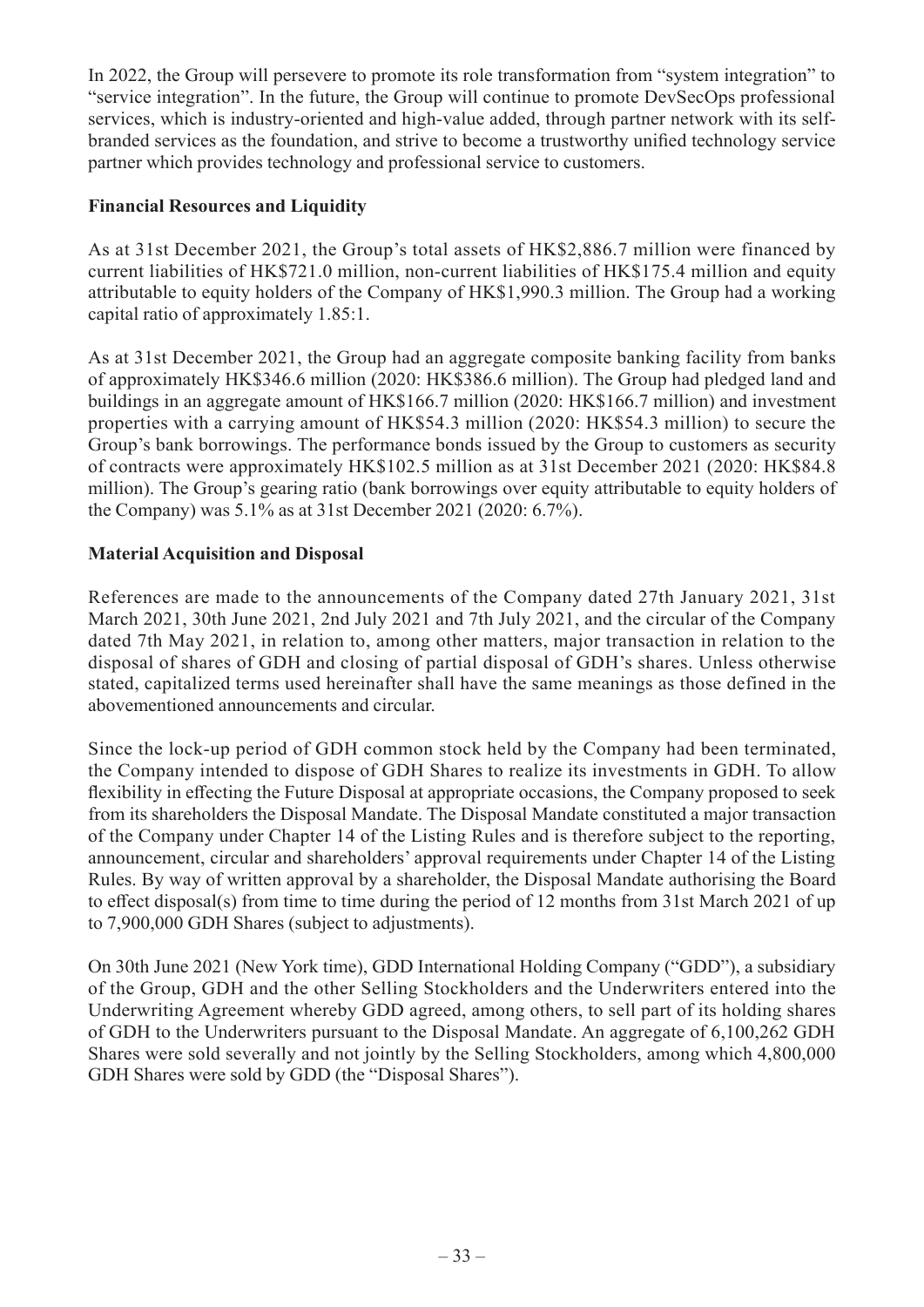In 2022, the Group will persevere to promote its role transformation from "system integration" to "service integration". In the future, the Group will continue to promote DevSecOps professional services, which is industry-oriented and high-value added, through partner network with its self-branded services as the foundation, and strive to become a trustworthy unified technology service partner which provides technology and professional service to customers.

**Financial Resources and Liquidity**

As at 31st December 2021, the Group's total assets of HK$2,886.7 million were financed by current liabilities of HK$721.0 million, non-current liabilities of HK$175.4 million and equity attributable to equity holders of the Company of HK$1,990.3 million. The Group had a working capital ratio of approximately 1.85:1.

As at 31st December 2021, the Group had an aggregate composite banking facility from banks of approximately HK$346.6 million (2020: HK$386.6 million). The Group had pledged land and buildings in an aggregate amount of HK$166.7 million (2020: HK$166.7 million) and investment properties with a carrying amount of HK$54.3 million (2020: HK$54.3 million) to secure the Group's bank borrowings. The performance bonds issued by the Group to customers as security of contracts were approximately HK$102.5 million as at 31st December 2021 (2020: HK$84.8 million). The Group's gearing ratio (bank borrowings over equity attributable to equity holders of the Company) was 5.1% as at 31st December 2021 (2020: 6.7%).

**Material Acquisition and Disposal**

References are made to the announcements of the Company dated 27th January 2021, 31st March 2021, 30th June 2021, 2nd July 2021 and 7th July 2021, and the circular of the Company dated 7th May 2021, in relation to, among other matters, major transaction in relation to the disposal of shares of GDH and closing of partial disposal of GDH's shares. Unless otherwise stated, capitalized terms used hereinafter shall have the same meanings as those defined in the abovementioned announcements and circular.

Since the lock-up period of GDH common stock held by the Company had been terminated, the Company intended to dispose of GDH Shares to realize its investments in GDH. To allow flexibility in effecting the Future Disposal at appropriate occasions, the Company proposed to seek from its shareholders the Disposal Mandate. The Disposal Mandate constituted a major transaction of the Company under Chapter 14 of the Listing Rules and is therefore subject to the reporting, announcement, circular and shareholders' approval requirements under Chapter 14 of the Listing Rules. By way of written approval by a shareholder, the Disposal Mandate authorising the Board to effect disposal(s) from time to time during the period of 12 months from 31st March 2021 of up to 7,900,000 GDH Shares (subject to adjustments).

On 30th June 2021 (New York time), GDD International Holding Company ("GDD"), a subsidiary of the Group, GDH and the other Selling Stockholders and the Underwriters entered into the Underwriting Agreement whereby GDD agreed, among others, to sell part of its holding shares of GDH to the Underwriters pursuant to the Disposal Mandate. An aggregate of 6,100,262 GDH Shares were sold severally and not jointly by the Selling Stockholders, among which 4,800,000 GDH Shares were sold by GDD (the "Disposal Shares").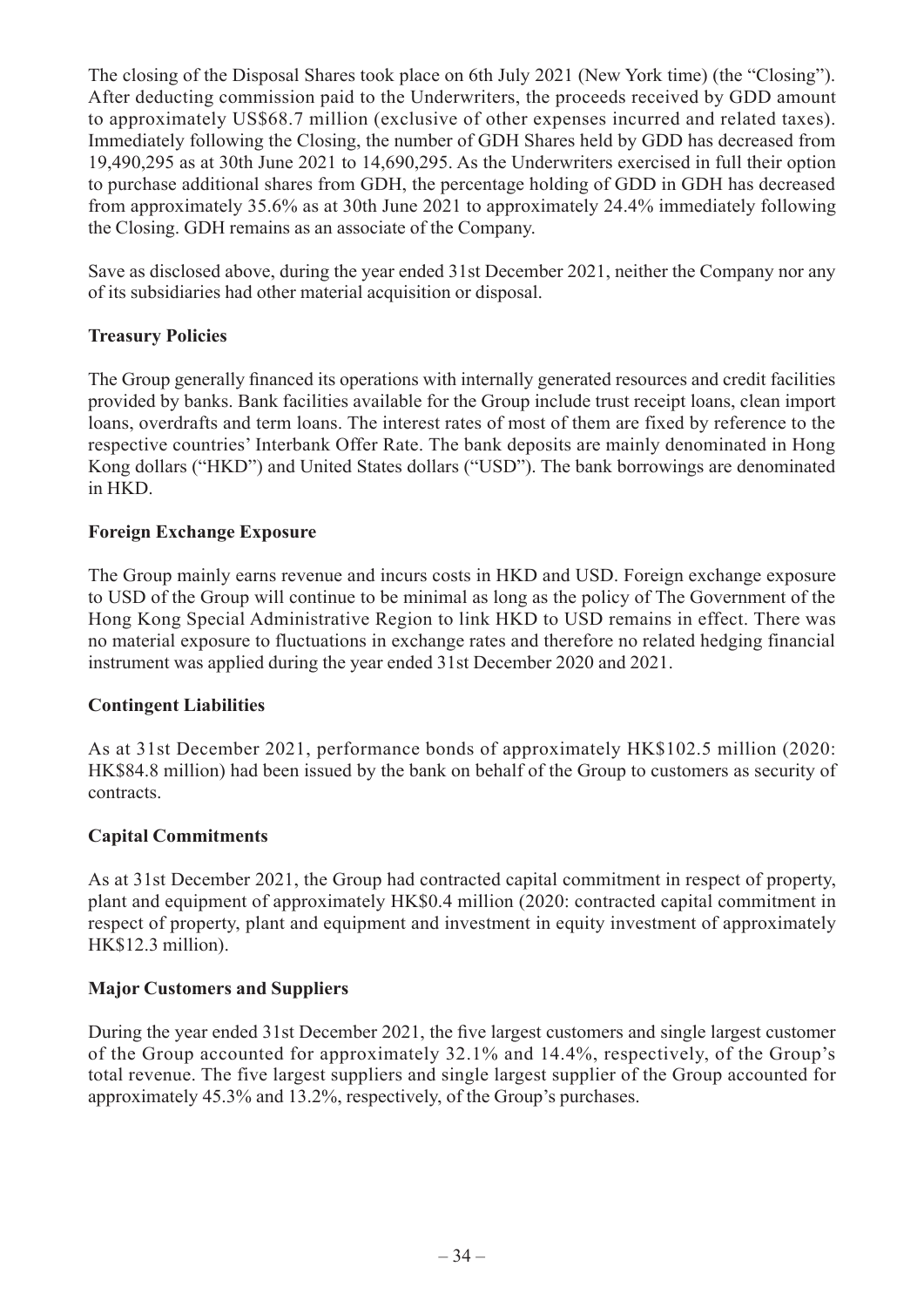The closing of the Disposal Shares took place on 6th July 2021 (New York time) (the "Closing"). After deducting commission paid to the Underwriters, the proceeds received by GDD amount to approximately US$68.7 million (exclusive of other expenses incurred and related taxes). Immediately following the Closing, the number of GDH Shares held by GDD has decreased from 19,490,295 as at 30th June 2021 to 14,690,295. As the Underwriters exercised in full their option to purchase additional shares from GDH, the percentage holding of GDD in GDH has decreased from approximately 35.6% as at 30th June 2021 to approximately 24.4% immediately following the Closing. GDH remains as an associate of the Company.

Save as disclosed above, during the year ended 31st December 2021, neither the Company nor any of its subsidiaries had other material acquisition or disposal.

**Treasury Policies**

The Group generally financed its operations with internally generated resources and credit facilities provided by banks. Bank facilities available for the Group include trust receipt loans, clean import loans, overdrafts and term loans. The interest rates of most of them are fixed by reference to the respective countries' Interbank Offer Rate. The bank deposits are mainly denominated in Hong Kong dollars ("HKD") and United States dollars ("USD"). The bank borrowings are denominated in HKD.

**Foreign Exchange Exposure**

The Group mainly earns revenue and incurs costs in HKD and USD. Foreign exchange exposure to USD of the Group will continue to be minimal as long as the policy of The Government of the Hong Kong Special Administrative Region to link HKD to USD remains in effect. There was no material exposure to fluctuations in exchange rates and therefore no related hedging financial instrument was applied during the year ended 31st December 2020 and 2021.

**Contingent Liabilities**

As at 31st December 2021, performance bonds of approximately HK$102.5 million (2020: HK$84.8 million) had been issued by the bank on behalf of the Group to customers as security of contracts.

**Capital Commitments**

As at 31st December 2021, the Group had contracted capital commitment in respect of property, plant and equipment of approximately HK$0.4 million (2020: contracted capital commitment in respect of property, plant and equipment and investment in equity investment of approximately HK$12.3 million).

**Major Customers and Suppliers**

During the year ended 31st December 2021, the five largest customers and single largest customer of the Group accounted for approximately 32.1% and 14.4%, respectively, of the Group's total revenue. The five largest suppliers and single largest supplier of the Group accounted for approximately 45.3% and 13.2%, respectively, of the Group's purchases.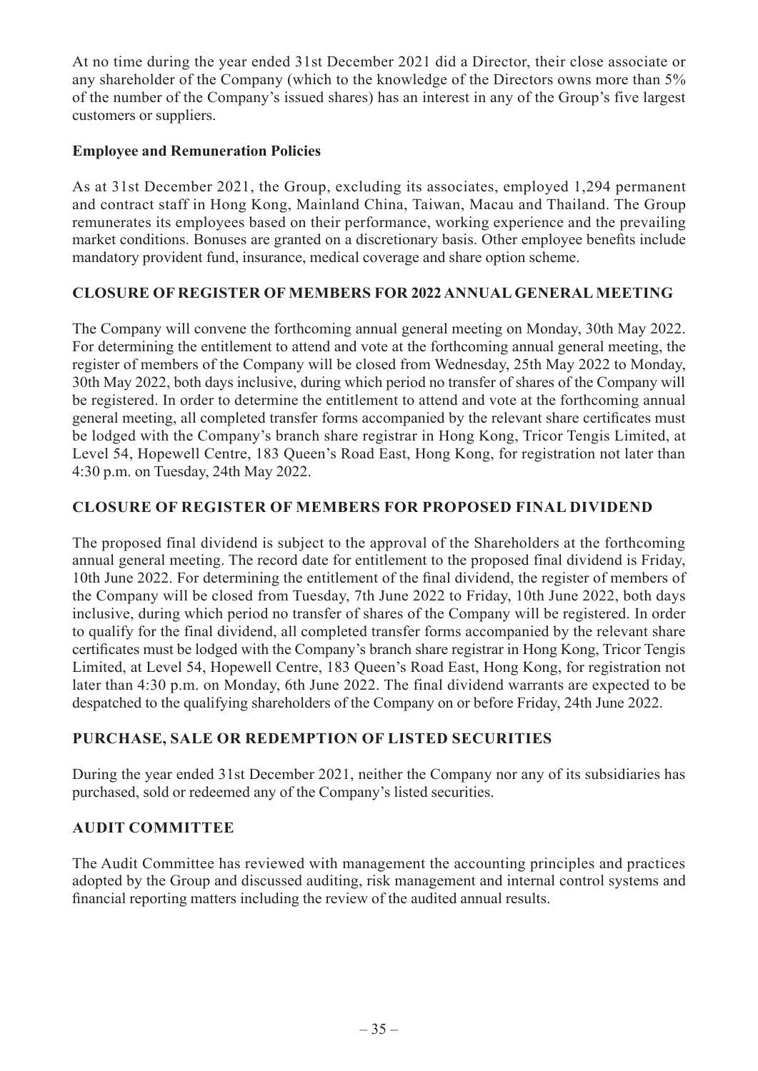At no time during the year ended 31st December 2021 did a Director, their close associate or any shareholder of the Company (which to the knowledge of the Directors owns more than 5% of the number of the Company's issued shares) has an interest in any of the Group's five largest customers or suppliers.

### Employee and Remuneration Policies

As at 31st December 2021, the Group, excluding its associates, employed 1,294 permanent and contract staff in Hong Kong, Mainland China, Taiwan, Macau and Thailand. The Group remunerates its employees based on their performance, working experience and the prevailing market conditions. Bonuses are granted on a discretionary basis. Other employee benefits include mandatory provident fund, insurance, medical coverage and share option scheme.

## CLOSURE OF REGISTER OF MEMBERS FOR 2022 ANNUAL GENERAL MEETING

The Company will convene the forthcoming annual general meeting on Monday, 30th May 2022. For determining the entitlement to attend and vote at the forthcoming annual general meeting, the register of members of the Company will be closed from Wednesday, 25th May 2022 to Monday, 30th May 2022, both days inclusive, during which period no transfer of shares of the Company will be registered. In order to determine the entitlement to attend and vote at the forthcoming annual general meeting, all completed transfer forms accompanied by the relevant share certificates must be lodged with the Company's branch share registrar in Hong Kong, Tricor Tengis Limited, at Level 54, Hopewell Centre, 183 Queen's Road East, Hong Kong, for registration not later than 4:30 p.m. on Tuesday, 24th May 2022.

## CLOSURE OF REGISTER OF MEMBERS FOR PROPOSED FINAL DIVIDEND

The proposed final dividend is subject to the approval of the Shareholders at the forthcoming annual general meeting. The record date for entitlement to the proposed final dividend is Friday, 10th June 2022. For determining the entitlement of the final dividend, the register of members of the Company will be closed from Tuesday, 7th June 2022 to Friday, 10th June 2022, both days inclusive, during which period no transfer of shares of the Company will be registered. In order to qualify for the final dividend, all completed transfer forms accompanied by the relevant share certificates must be lodged with the Company's branch share registrar in Hong Kong, Tricor Tengis Limited, at Level 54, Hopewell Centre, 183 Queen's Road East, Hong Kong, for registration not later than 4:30 p.m. on Monday, 6th June 2022. The final dividend warrants are expected to be despatched to the qualifying shareholders of the Company on or before Friday, 24th June 2022.

## PURCHASE, SALE OR REDEMPTION OF LISTED SECURITIES

During the year ended 31st December 2021, neither the Company nor any of its subsidiaries has purchased, sold or redeemed any of the Company's listed securities.

## AUDIT COMMITTEE

The Audit Committee has reviewed with management the accounting principles and practices adopted by the Group and discussed auditing, risk management and internal control systems and financial reporting matters including the review of the audited annual results.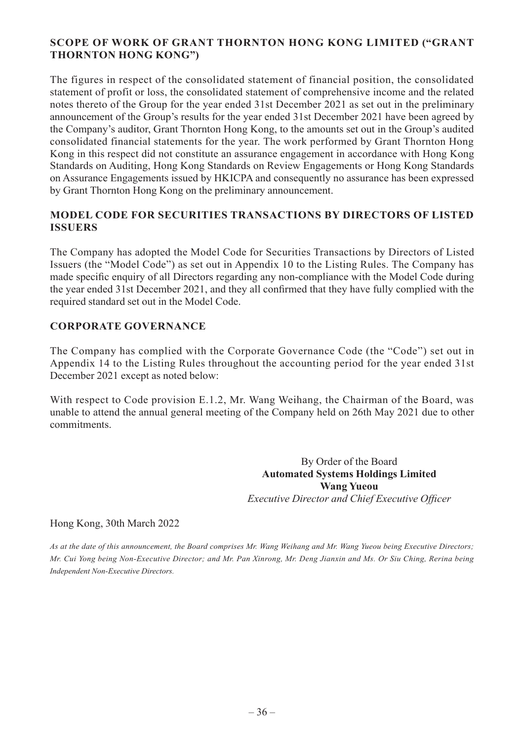## SCOPE OF WORK OF GRANT THORNTON HONG KONG LIMITED ("GRANT THORNTON HONG KONG")

The figures in respect of the consolidated statement of financial position, the consolidated statement of profit or loss, the consolidated statement of comprehensive income and the related notes thereto of the Group for the year ended 31st December 2021 as set out in the preliminary announcement of the Group's results for the year ended 31st December 2021 have been agreed by the Company's auditor, Grant Thornton Hong Kong, to the amounts set out in the Group's audited consolidated financial statements for the year. The work performed by Grant Thornton Hong Kong in this respect did not constitute an assurance engagement in accordance with Hong Kong Standards on Auditing, Hong Kong Standards on Review Engagements or Hong Kong Standards on Assurance Engagements issued by HKICPA and consequently no assurance has been expressed by Grant Thornton Hong Kong on the preliminary announcement.

## MODEL CODE FOR SECURITIES TRANSACTIONS BY DIRECTORS OF LISTED ISSUERS

The Company has adopted the Model Code for Securities Transactions by Directors of Listed Issuers (the "Model Code") as set out in Appendix 10 to the Listing Rules. The Company has made specific enquiry of all Directors regarding any non-compliance with the Model Code during the year ended 31st December 2021, and they all confirmed that they have fully complied with the required standard set out in the Model Code.

## CORPORATE GOVERNANCE

The Company has complied with the Corporate Governance Code (the "Code") set out in Appendix 14 to the Listing Rules throughout the accounting period for the year ended 31st December 2021 except as noted below:

With respect to Code provision E.1.2, Mr. Wang Weihang, the Chairman of the Board, was unable to attend the annual general meeting of the Company held on 26th May 2021 due to other commitments.

By Order of the Board
**Automated Systems Holdings Limited**
**Wang Yueou**
*Executive Director and Chief Executive Officer*

Hong Kong, 30th March 2022

*As at the date of this announcement, the Board comprises Mr. Wang Weihang and Mr. Wang Yueou being Executive Directors; Mr. Cui Yong being Non-Executive Director; and Mr. Pan Xinrong, Mr. Deng Jianxin and Ms. Or Siu Ching, Rerina being Independent Non-Executive Directors.*